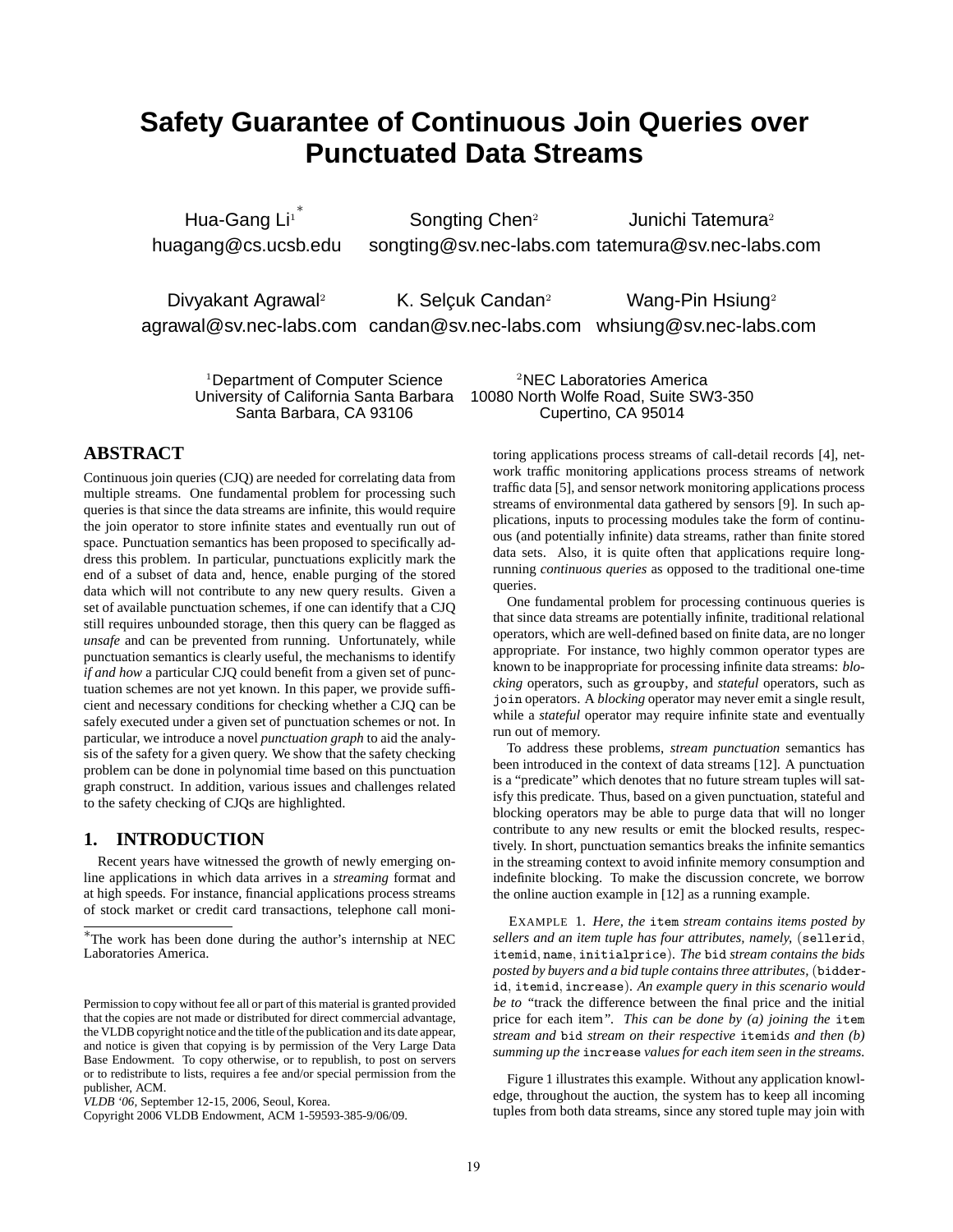# Safety Guarantee of Continuous Join Queries over Punctuated Data Streams

Hua-Gang Li[1] [*]
huagang@cs.ucsb.edu

Songting Chen[2]
songting@sv.nec-labs.com

Junichi Tatemura[2]
tatemura@sv.nec-labs.com

Divyakant Agrawal[2]
agrawal@sv.nec-labs.com

K. Selçuk Candan[2]
candan@sv.nec-labs.com

Wang-Pin Hsiung[2]
whsiung@sv.nec-labs.com

[1]Department of Computer Science
University of California Santa Barbara
Santa Barbara, CA 93106

[2]NEC Laboratories America
10080 North Wolfe Road, Suite SW3-350
Cupertino, CA 95014

## ABSTRACT

Continuous join queries (CJQ) are needed for correlating data from multiple streams. One fundamental problem for processing such queries is that since the data streams are infinite, this would require the join operator to store infinite states and eventually run out of space. Punctuation semantics has been proposed to specifically address this problem. In particular, punctuations explicitly mark the end of a subset of data and, hence, enable purging of the stored data which will not contribute to any new query results. Given a set of available punctuation schemes, if one can identify that a CJQ still requires unbounded storage, then this query can be flagged as *unsafe* and can be prevented from running. Unfortunately, while punctuation semantics is clearly useful, the mechanisms to identify *if and how* a particular CJQ could benefit from a given set of punctuation schemes are not yet known. In this paper, we provide sufficient and necessary conditions for checking whether a CJQ can be safely executed under a given set of punctuation schemes or not. In particular, we introduce a novel *punctuation graph* to aid the analysis of the safety for a given query. We show that the safety checking problem can be done in polynomial time based on this punctuation graph construct. In addition, various issues and challenges related to the safety checking of CJQs are highlighted.

## 1. INTRODUCTION

Recent years have witnessed the growth of newly emerging online applications in which data arrives in a *streaming* format and at high speeds. For instance, financial applications process streams of stock market or credit card transactions, telephone call monitoring applications process streams of call-detail records [4], network traffic monitoring applications process streams of network traffic data [5], and sensor network monitoring applications process streams of environmental data gathered by sensors [9]. In such applications, inputs to processing modules take the form of continuous (and potentially infinite) data streams, rather than finite stored data sets. Also, it is quite often that applications require long-running *continuous queries* as opposed to the traditional one-time queries.

One fundamental problem for processing continuous queries is that since data streams are potentially infinite, traditional relational operators, which are well-defined based on finite data, are no longer appropriate. For instance, two highly common operator types are known to be inappropriate for processing infinite data streams: *blocking* operators, such as `groupby`, and *stateful* operators, such as `join` operators. A *blocking* operator may never emit a single result, while a *stateful* operator may require infinite state and eventually run out of memory.

To address these problems, *stream punctuation* semantics has been introduced in the context of data streams [12]. A punctuation is a "predicate" which denotes that no future stream tuples will satisfy this predicate. Thus, based on a given punctuation, stateful and blocking operators may be able to purge data that will no longer contribute to any new results or emit the blocked results, respectively. In short, punctuation semantics breaks the infinite semantics in the streaming context to avoid infinite memory consumption and indefinite blocking. To make the discussion concrete, we borrow the online auction example in [12] as a running example.

EXAMPLE 1. *Here, the* `item` *stream contains items posted by sellers and an item tuple has four attributes, namely,* (`sellerid`, `itemid`, `name`, `initialprice`). *The* `bid` *stream contains the bids posted by buyers and a bid tuple contains three attributes,* (`bidder-id`, `itemid`, `increase`). *An example query in this scenario would be to "*track the difference between the final price and the initial price for each item*". This can be done by (a) joining the* `item` *stream and* `bid` *stream on their respective* `itemid`*s and then (b) summing up the* `increase` *values for each item seen in the streams.*

Figure 1 illustrates this example. Without any application knowledge, throughout the auction, the system has to keep all incoming tuples from both data streams, since any stored tuple may join with

[*]The work has been done during the author's internship at NEC Laboratories America.

Permission to copy without fee all or part of this material is granted provided that the copies are not made or distributed for direct commercial advantage, the VLDB copyright notice and the title of the publication and its date appear, and notice is given that copying is by permission of the Very Large Data Base Endowment. To copy otherwise, or to republish, to post on servers or to redistribute to lists, requires a fee and/or special permission from the publisher, ACM.
*VLDB '06,* September 12-15, 2006, Seoul, Korea.
Copyright 2006 VLDB Endowment, ACM 1-59593-385-9/06/09.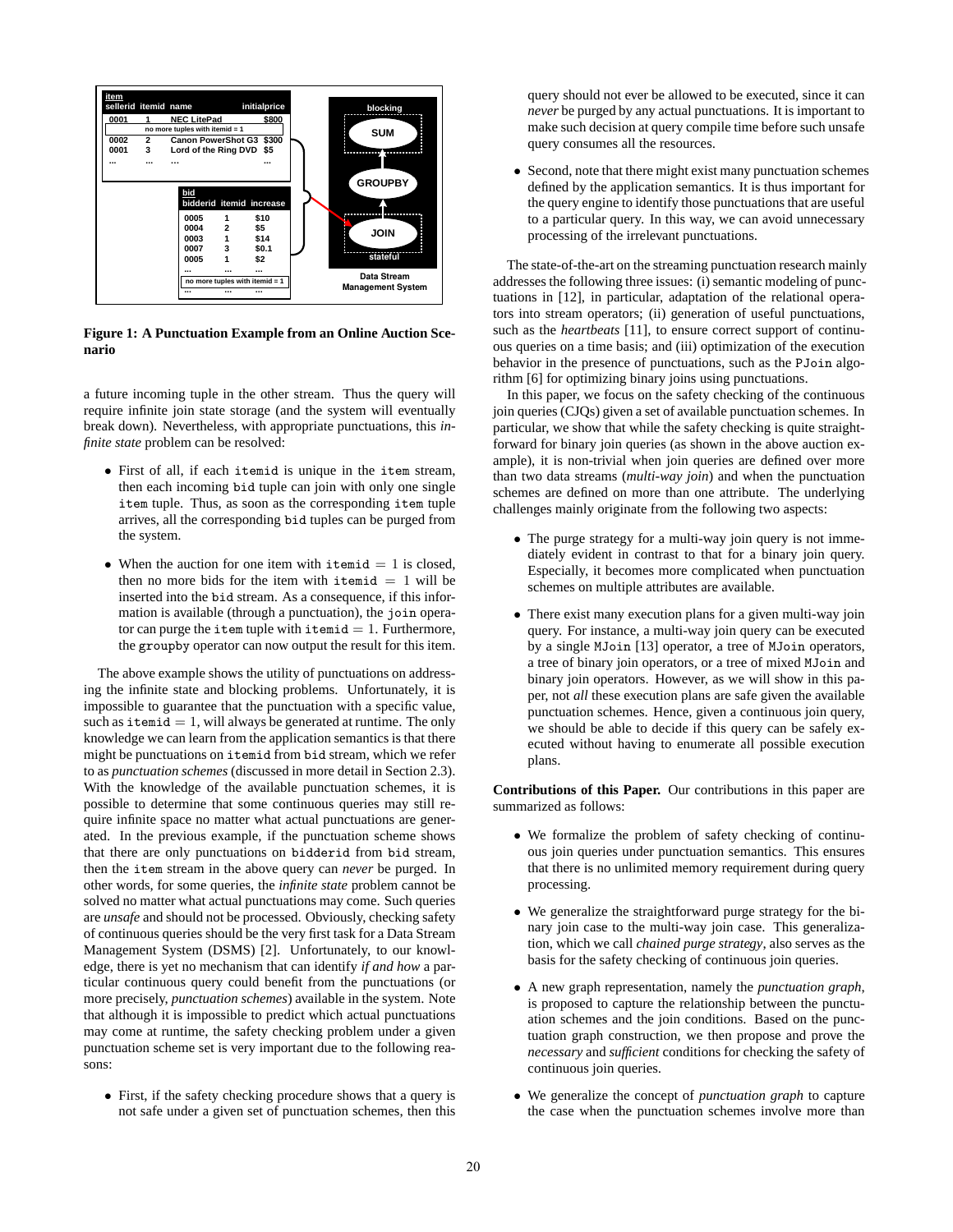**Figure 1: A Punctuation Example from an Online Auction Scenario**

a future incoming tuple in the other stream. Thus the query will require infinite join state storage (and the system will eventually break down). Nevertheless, with appropriate punctuations, this *infinite state* problem can be resolved:

- First of all, if each itemid is unique in the item stream, then each incoming bid tuple can join with only one single item tuple. Thus, as soon as the corresponding item tuple arrives, all the corresponding bid tuples can be purged from the system.
- When the auction for one item with itemid $= 1$ is closed, then no more bids for the item with itemid $= 1$ will be inserted into the bid stream. As a consequence, if this information is available (through a punctuation), the join operator can purge the item tuple with itemid $= 1$. Furthermore, the groupby operator can now output the result for this item.

The above example shows the utility of punctuations on addressing the infinite state and blocking problems. Unfortunately, it is impossible to guarantee that the punctuation with a specific value, such as itemid $= 1$, will always be generated at runtime. The only knowledge we can learn from the application semantics is that there might be punctuations on itemid from bid stream, which we refer to as *punctuation schemes* (discussed in more detail in Section 2.3). With the knowledge of the available punctuation schemes, it is possible to determine that some continuous queries may still require infinite space no matter what actual punctuations are generated. In the previous example, if the punctuation scheme shows that there are only punctuations on bidderid from bid stream, then the item stream in the above query can *never* be purged. In other words, for some queries, the *infinite state* problem cannot be solved no matter what actual punctuations may come. Such queries are *unsafe* and should not be processed. Obviously, checking safety of continuous queries should be the very first task for a Data Stream Management System (DSMS) [2]. Unfortunately, to our knowledge, there is yet no mechanism that can identify *if and how* a particular continuous query could benefit from the punctuations (or more precisely, *punctuation schemes*) available in the system. Note that although it is impossible to predict which actual punctuations may come at runtime, the safety checking problem under a given punctuation scheme set is very important due to the following reasons:

- First, if the safety checking procedure shows that a query is not safe under a given set of punctuation schemes, then this query should not ever be allowed to be executed, since it can *never* be purged by any actual punctuations. It is important to make such decision at query compile time before such unsafe query consumes all the resources.
- Second, note that there might exist many punctuation schemes defined by the application semantics. It is thus important for the query engine to identify those punctuations that are useful to a particular query. In this way, we can avoid unnecessary processing of the irrelevant punctuations.

The state-of-the-art on the streaming punctuation research mainly addresses the following three issues: (i) semantic modeling of punctuations in [12], in particular, adaptation of the relational operators into stream operators; (ii) generation of useful punctuations, such as the *heartbeats* [11], to ensure correct support of continuous queries on a time basis; and (iii) optimization of the execution behavior in the presence of punctuations, such as the PJoin algorithm [6] for optimizing binary joins using punctuations.

In this paper, we focus on the safety checking of the continuous join queries (CJQs) given a set of available punctuation schemes. In particular, we show that while the safety checking is quite straightforward for binary join queries (as shown in the above auction example), it is non-trivial when join queries are defined over more than two data streams (*multi-way join*) and when the punctuation schemes are defined on more than one attribute. The underlying challenges mainly originate from the following two aspects:

- The purge strategy for a multi-way join query is not immediately evident in contrast to that for a binary join query. Especially, it becomes more complicated when punctuation schemes on multiple attributes are available.
- There exist many execution plans for a given multi-way join query. For instance, a multi-way join query can be executed by a single MJoin [13] operator, a tree of MJoin operators, a tree of binary join operators, or a tree of mixed MJoin and binary join operators. However, as we will show in this paper, not *all* these execution plans are safe given the available punctuation schemes. Hence, given a continuous join query, we should be able to decide if this query can be safely executed without having to enumerate all possible execution plans.

**Contributions of this Paper.** Our contributions in this paper are summarized as follows:

- We formalize the problem of safety checking of continuous join queries under punctuation semantics. This ensures that there is no unlimited memory requirement during query processing.
- We generalize the straightforward purge strategy for the binary join case to the multi-way join case. This generalization, which we call *chained purge strategy*, also serves as the basis for the safety checking of continuous join queries.
- A new graph representation, namely the *punctuation graph*, is proposed to capture the relationship between the punctuation schemes and the join conditions. Based on the punctuation graph construction, we then propose and prove the *necessary* and *sufficient* conditions for checking the safety of continuous join queries.
- We generalize the concept of *punctuation graph* to capture the case when the punctuation schemes involve more than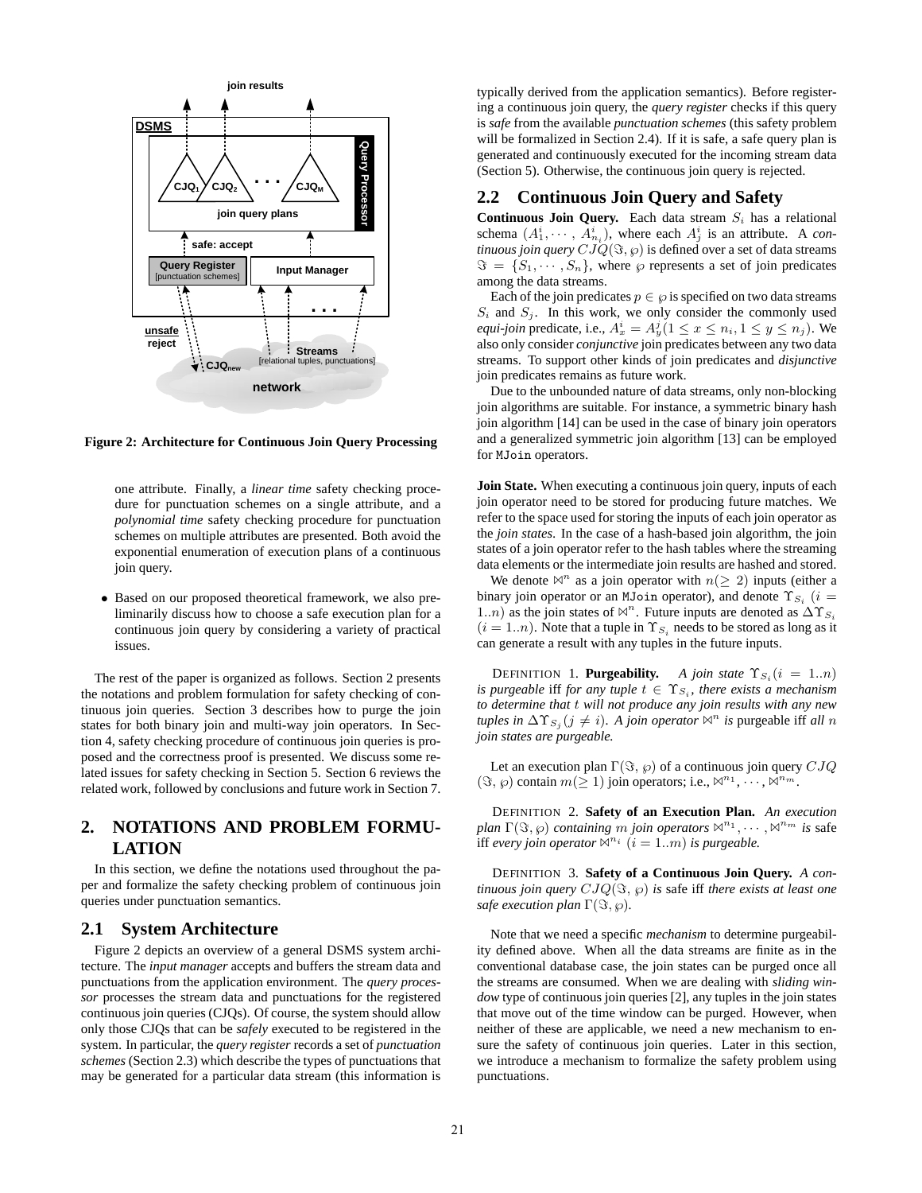Figure 2: Architecture for Continuous Join Query Processing

one attribute. Finally, a *linear time* safety checking procedure for punctuation schemes on a single attribute, and a *polynomial time* safety checking procedure for punctuation schemes on multiple attributes are presented. Both avoid the exponential enumeration of execution plans of a continuous join query.

- Based on our proposed theoretical framework, we also preliminarily discuss how to choose a safe execution plan for a continuous join query by considering a variety of practical issues.

The rest of the paper is organized as follows. Section 2 presents the notations and problem formulation for safety checking of continuous join queries. Section 3 describes how to purge the join states for both binary join and multi-way join operators. In Section 4, safety checking procedure of continuous join queries is proposed and the correctness proof is presented. We discuss some related issues for safety checking in Section 5. Section 6 reviews the related work, followed by conclusions and future work in Section 7.

# 2. NOTATIONS AND PROBLEM FORMULATION

In this section, we define the notations used throughout the paper and formalize the safety checking problem of continuous join queries under punctuation semantics.

## 2.1 System Architecture

Figure 2 depicts an overview of a general DSMS system architecture. The *input manager* accepts and buffers the stream data and punctuations from the application environment. The *query processor* processes the stream data and punctuations for the registered continuous join queries (CJQs). Of course, the system should allow only those CJQs that can be *safely* executed to be registered in the system. In particular, the *query register* records a set of *punctuation schemes* (Section 2.3) which describe the types of punctuations that may be generated for a particular data stream (this information is typically derived from the application semantics). Before registering a continuous join query, the *query register* checks if this query is *safe* from the available *punctuation schemes* (this safety problem will be formalized in Section 2.4). If it is safe, a safe query plan is generated and continuously executed for the incoming stream data (Section 5). Otherwise, the continuous join query is rejected.

## 2.2 Continuous Join Query and Safety

**Continuous Join Query.** Each data stream $S_i$ has a relational schema $(A_1^i, \cdots, A_{n_i}^i)$, where each $A_j^i$ is an attribute. A *continuous join query* $CJQ(\Im, \wp)$ is defined over a set of data streams $\Im = \{S_1, \cdots, S_n\}$, where $\wp$ represents a set of join predicates among the data streams.

Each of the join predicates $p \in \wp$ is specified on two data streams $S_i$ and $S_j$. In this work, we only consider the commonly used *equi-join* predicate, i.e., $A_x^i = A_y^j (1 \leq x \leq n_i, 1 \leq y \leq n_j)$. We also only consider *conjunctive* join predicates between any two data streams. To support other kinds of join predicates and *disjunctive* join predicates remains as future work.

Due to the unbounded nature of data streams, only non-blocking join algorithms are suitable. For instance, a symmetric binary hash join algorithm [14] can be used in the case of binary join operators and a generalized symmetric join algorithm [13] can be employed for `MJoin` operators.

**Join State.** When executing a continuous join query, inputs of each join operator need to be stored for producing future matches. We refer to the space used for storing the inputs of each join operator as the *join states*. In the case of a hash-based join algorithm, the join states of a join operator refer to the hash tables where the streaming data elements or the intermediate join results are hashed and stored.

We denote $\bowtie^n$ as a join operator with $n (\geq 2)$ inputs (either a binary join operator or an `MJoin` operator), and denote $\Upsilon_{S_i}$ $(i = 1..n)$ as the join states of $\bowtie^n$. Future inputs are denoted as $\Delta\Upsilon_{S_i}$ $(i = 1..n)$. Note that a tuple in $\Upsilon_{S_i}$ needs to be stored as long as it can generate a result with any tuples in the future inputs.

DEFINITION 1. **Purgeability.** *A join state* $\Upsilon_{S_i} (i = 1..n)$ *is purgeable* iff *for any tuple* $t \in \Upsilon_{S_i}$*, there exists a mechanism to determine that* $t$ *will not produce any join results with any new tuples in* $\Delta\Upsilon_{S_j} (j \neq i)$*. A join operator* $\bowtie^n$ *is* purgeable iff *all* $n$ *join states are purgeable.*

Let an execution plan $\Gamma(\Im, \wp)$ of a continuous join query $CJQ$ $(\Im, \wp)$ contain $m (\geq 1)$ join operators; i.e., $\bowtie^{n_1}, \cdots, \bowtie^{n_m}$.

DEFINITION 2. **Safety of an Execution Plan.** *An execution plan* $\Gamma(\Im, \wp)$ *containing* $m$ *join operators* $\bowtie^{n_1}, \cdots, \bowtie^{n_m}$ *is* safe iff *every join operator* $\bowtie^{n_i}$ $(i = 1..m)$ *is purgeable.*

DEFINITION 3. **Safety of a Continuous Join Query.** *A continuous join query* $CJQ(\Im, \wp)$ *is* safe iff *there exists at least one safe execution plan* $\Gamma(\Im, \wp)$*.*

Note that we need a specific *mechanism* to determine purgeability defined above. When all the data streams are finite as in the conventional database case, the join states can be purged once all the streams are consumed. When we are dealing with *sliding window* type of continuous join queries [2], any tuples in the join states that move out of the time window can be purged. However, when neither of these are applicable, we need a new mechanism to ensure the safety of continuous join queries. Later in this section, we introduce a mechanism to formalize the safety problem using punctuations.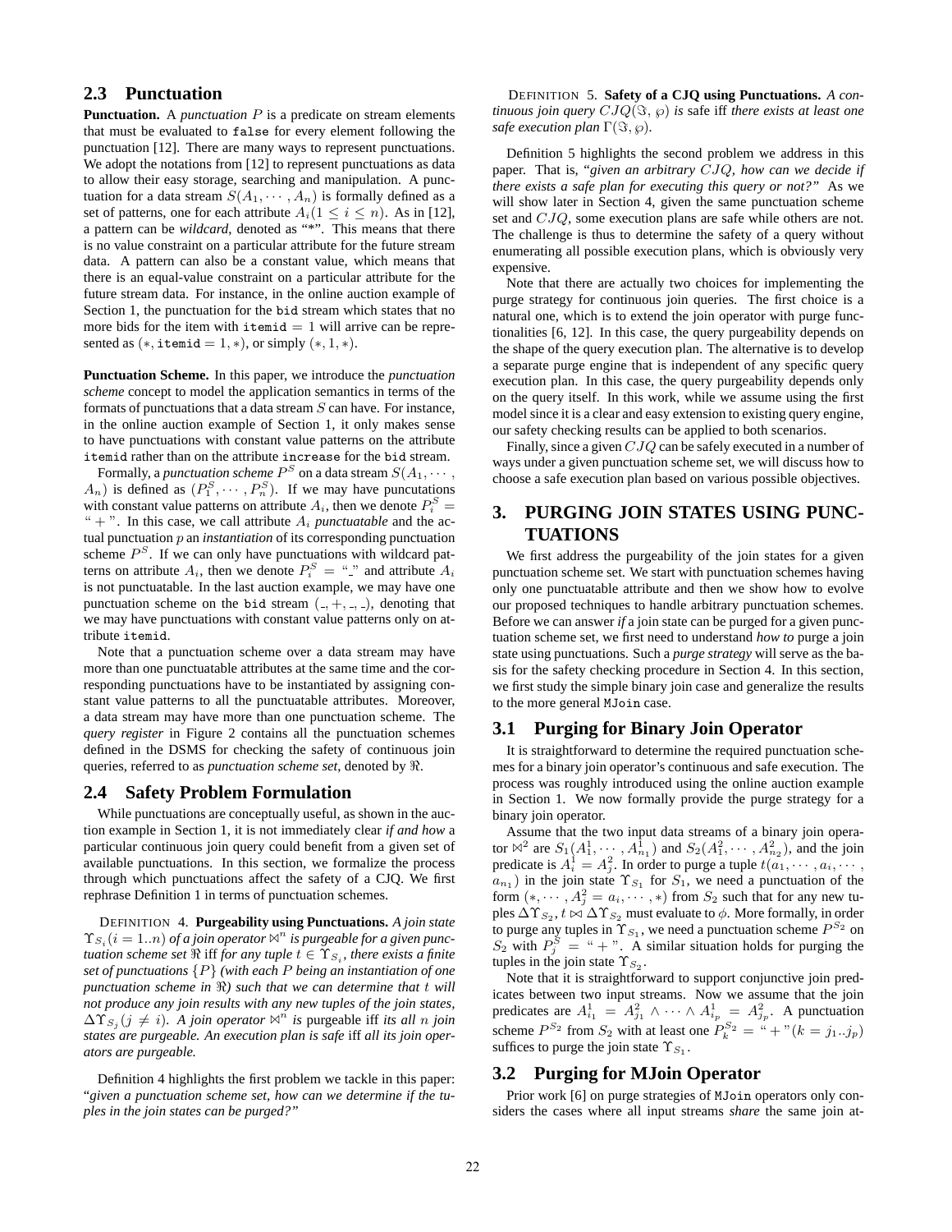## 2.3 Punctuation

**Punctuation.** A *punctuation* $P$ is a predicate on stream elements that must be evaluated to `false` for every element following the punctuation [12]. There are many ways to represent punctuations. We adopt the notations from [12] to represent punctuations as data to allow their easy storage, searching and manipulation. A punctuation for a data stream $S(A_1, \cdots, A_n)$ is formally defined as a set of patterns, one for each attribute $A_i (1 \leq i \leq n)$. As in [12], a pattern can be *wildcard*, denoted as "*". This means that there is no value constraint on a particular attribute for the future stream data. A pattern can also be a constant value, which means that there is an equal-value constraint on a particular attribute for the future stream data. For instance, in the online auction example of Section 1, the punctuation for the `bid` stream which states that no more bids for the item with `itemid` = 1 will arrive can be represented as $(*, \texttt{itemid} = 1, *)$, or simply $(*, 1, *)$.

**Punctuation Scheme.** In this paper, we introduce the *punctuation scheme* concept to model the application semantics in terms of the formats of punctuations that a data stream $S$ can have. For instance, in the online auction example of Section 1, it only makes sense to have punctuations with constant value patterns on the attribute `itemid` rather than on the attribute `increase` for the `bid` stream.

Formally, a *punctuation scheme* $P^S$ on a data stream $S(A_1, \cdots, A_n)$ is defined as $(P_1^S, \cdots, P_n^S)$. If we may have puncutations with constant value patterns on attribute $A_i$, then we denote $P_i^S =$ "+". In this case, we call attribute $A_i$ *punctuatable* and the actual punctuation $p$ an *instantiation* of its corresponding punctuation scheme $P^S$. If we can only have punctuations with wildcard patterns on attribute $A_i$, then we denote $P_i^S =$ "\_" and attribute $A_i$ is not punctuatable. In the last auction example, we may have one punctuation scheme on the `bid` stream $(\_, +, \_, \_)$, denoting that we may have punctuations with constant value patterns only on attribute `itemid`.

Note that a punctuation scheme over a data stream may have more than one punctuatable attributes at the same time and the corresponding punctuations have to be instantiated by assigning constant value patterns to all the punctuatable attributes. Moreover, a data stream may have more than one punctuation scheme. The *query register* in Figure 2 contains all the punctuation schemes defined in the DSMS for checking the safety of continuous join queries, referred to as *punctuation scheme set*, denoted by $\Re$.

## 2.4 Safety Problem Formulation

While punctuations are conceptually useful, as shown in the auction example in Section 1, it is not immediately clear *if and how* a particular continuous join query could benefit from a given set of available punctuations. In this section, we formalize the process through which punctuations affect the safety of a CJQ. We first rephrase Definition 1 in terms of punctuation schemes.

DEFINITION 4. **Purgeability using Punctuations.** *A join state $\Upsilon_{S_i}(i = 1..n)$ of a join operator $\bowtie^n$ is purgeable for a given punctuation scheme set $\Re$* iff *for any tuple $t \in \Upsilon_{S_i}$, there exists a finite set of punctuations $\{P\}$ (with each $P$ being an instantiation of one punctuation scheme in $\Re$) such that we can determine that $t$ will not produce any join results with any new tuples of the join states, $\Delta\Upsilon_{S_j} (j \neq i)$. A join operator $\bowtie^n$ is* purgeable iff *its all $n$ join states are purgeable. An execution plan is safe* iff *all its join operators are purgeable.*

Definition 4 highlights the first problem we tackle in this paper: "*given a punctuation scheme set, how can we determine if the tuples in the join states can be purged?*"

DEFINITION 5. **Safety of a CJQ using Punctuations.** *A continuous join query $CJQ(\Im, \wp)$ is* safe iff *there exists at least one safe execution plan $\Gamma(\Im, \wp)$.*

Definition 5 highlights the second problem we address in this paper. That is, "*given an arbitrary $CJQ$, how can we decide if there exists a safe plan for executing this query or not?*" As we will show later in Section 4, given the same punctuation scheme set and $CJQ$, some execution plans are safe while others are not. The challenge is thus to determine the safety of a query without enumerating all possible execution plans, which is obviously very expensive.

Note that there are actually two choices for implementing the purge strategy for continuous join queries. The first choice is a natural one, which is to extend the join operator with purge functionalities [6, 12]. In this case, the query purgeability depends on the shape of the query execution plan. The alternative is to develop a separate purge engine that is independent of any specific query execution plan. In this case, the query purgeability depends only on the query itself. In this work, while we assume using the first model since it is a clear and easy extension to existing query engine, our safety checking results can be applied to both scenarios.

Finally, since a given $CJQ$ can be safely executed in a number of ways under a given punctuation scheme set, we will discuss how to choose a safe execution plan based on various possible objectives.

# 3. PURGING JOIN STATES USING PUNCTUATIONS

We first address the purgeability of the join states for a given punctuation scheme set. We start with punctuation schemes having only one punctuatable attribute and then we show how to evolve our proposed techniques to handle arbitrary punctuation schemes. Before we can answer *if* a join state can be purged for a given punctuation scheme set, we first need to understand *how to* purge a join state using punctuations. Such a *purge strategy* will serve as the basis for the safety checking procedure in Section 4. In this section, we first study the simple binary join case and generalize the results to the more general `MJoin` case.

## 3.1 Purging for Binary Join Operator

It is straightforward to determine the required punctuation schemes for a binary join operator's continuous and safe execution. The process was roughly introduced using the online auction example in Section 1. We now formally provide the purge strategy for a binary join operator.

Assume that the two input data streams of a binary join operator $\bowtie^2$ are $S_1(A_1^1, \cdots, A_{n_1}^1)$ and $S_2(A_1^2, \cdots, A_{n_2}^2)$, and the join predicate is $A_i^1 = A_j^2$. In order to purge a tuple $t(a_1, \cdots, a_i, \cdots, a_{n_1})$ in the join state $\Upsilon_{S_1}$ for $S_1$, we need a punctuation of the form $(*, \cdots, A_j^2 = a_i, \cdots, *)$ from $S_2$ such that for any new tuples $\Delta\Upsilon_{S_2}$, $t \bowtie \Delta\Upsilon_{S_2}$ must evaluate to $\phi$. More formally, in order to purge any tuples in $\Upsilon_{S_1}$, we need a punctuation scheme $P^{S_2}$ on $S_2$ with $P_j^{S_2} =$ "+". A similar situation holds for purging the tuples in the join state $\Upsilon_{S_2}$.

Note that it is straightforward to support conjunctive join predicates between two input streams. Now we assume that the join predicates are $A_{i_1}^1 = A_{j_1}^2 \wedge \cdots \wedge A_{i_p}^1 = A_{j_p}^2$. A punctuation scheme $P^{S_2}$ from $S_2$ with at least one $P_k^{S_2} =$ "+"$(k = j_1..j_p)$ suffices to purge the join state $\Upsilon_{S_1}$.

## 3.2 Purging for MJoin Operator

Prior work [6] on purge strategies of `MJoin` operators only considers the cases where all input streams *share* the same join at-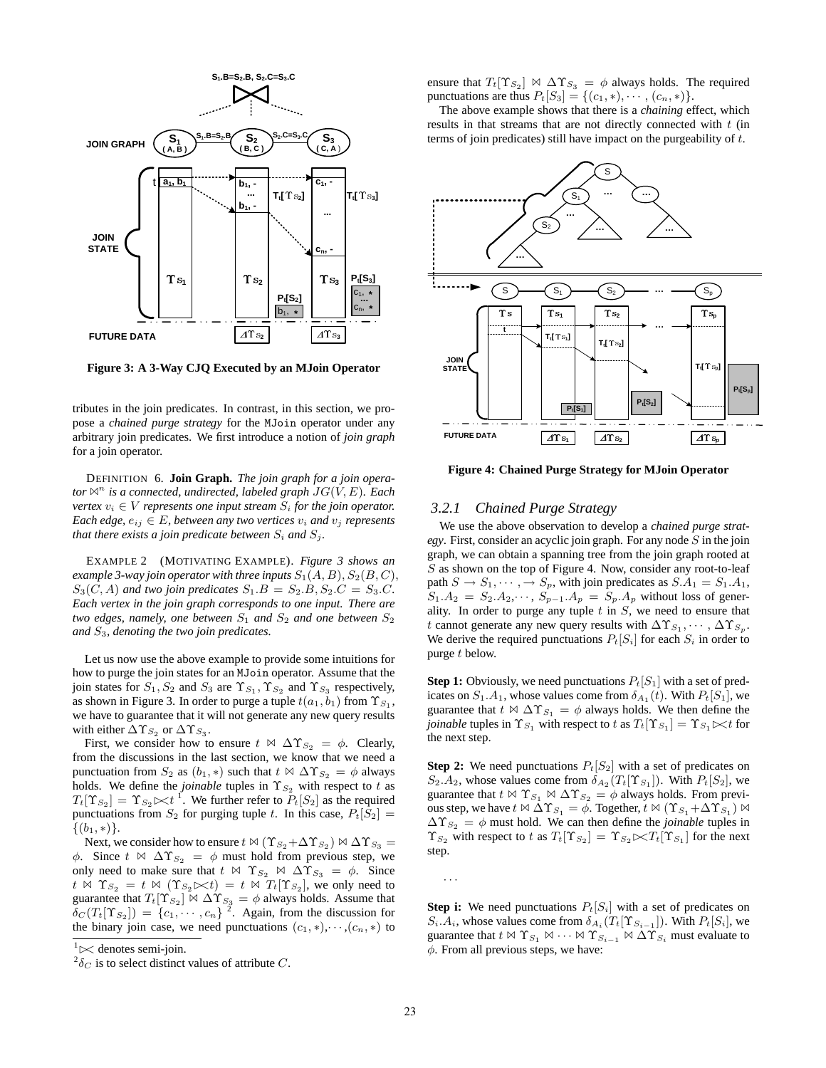**Figure 3: A 3-Way CJQ Executed by an MJoin Operator**

tributes in the join predicates. In contrast, in this section, we propose a *chained purge strategy* for the MJoin operator under any arbitrary join predicates. We first introduce a notion of *join graph* for a join operator.

DEFINITION 6. **Join Graph.** *The join graph for a join operator $\bowtie^n$ is a connected, undirected, labeled graph $JG(V, E)$. Each vertex $v_i \in V$ represents one input stream $S_i$ for the join operator. Each edge, $e_{ij} \in E$, between any two vertices $v_i$ and $v_j$ represents that there exists a join predicate between $S_i$ and $S_j$.*

EXAMPLE 2 (MOTIVATING EXAMPLE). *Figure 3 shows an example 3-way join operator with three inputs $S_1(A, B)$, $S_2(B, C)$, $S_3(C, A)$ and two join predicates $S_1.B = S_2.B, S_2.C = S_3.C$. Each vertex in the join graph corresponds to one input. There are two edges, namely, one between $S_1$ and $S_2$ and one between $S_2$ and $S_3$, denoting the two join predicates.*

Let us now use the above example to provide some intuitions for how to purge the join states for an MJoin operator. Assume that the join states for $S_1, S_2$ and $S_3$ are $\Upsilon_{S_1}, \Upsilon_{S_2}$ and $\Upsilon_{S_3}$ respectively, as shown in Figure 3. In order to purge a tuple $t(a_1, b_1)$ from $\Upsilon_{S_1}$, we have to guarantee that it will not generate any new query results with either $\Delta\Upsilon_{S_2}$ or $\Delta\Upsilon_{S_3}$.

First, we consider how to ensure $t \bowtie \Delta\Upsilon_{S_2} = \phi$. Clearly, from the discussions in the last section, we know that we need a punctuation from $S_2$ as $(b_1, *)$ such that $t \bowtie \Delta\Upsilon_{S_2} = \phi$ always holds. We define the *joinable* tuples in $\Upsilon_{S_2}$ with respect to $t$ as $T_t[\Upsilon_{S_2}] = \Upsilon_{S_2} \ltimes t$ [1]. We further refer to $P_t[S_2]$ as the required punctuations from $S_2$ for purging tuple $t$. In this case, $P_t[S_2] = \{(b_1, *)\}$.

Next, we consider how to ensure $t \bowtie (\Upsilon_{S_2} + \Delta\Upsilon_{S_2}) \bowtie \Delta\Upsilon_{S_3} = \phi$. Since $t \bowtie \Delta\Upsilon_{S_2} = \phi$ must hold from previous step, we only need to make sure that $t \bowtie \Upsilon_{S_2} \bowtie \Delta\Upsilon_{S_3} = \phi$. Since $t \bowtie \Upsilon_{S_2} = t \bowtie (\Upsilon_{S_2} \ltimes t) = t \bowtie T_t[\Upsilon_{S_2}]$, we only need to guarantee that $T_t[\Upsilon_{S_2}] \bowtie \Delta\Upsilon_{S_3} = \phi$ always holds. Assume that $\delta_C(T_t[\Upsilon_{S_2}]) = \{c_1, \cdots, c_n\}$ [2]. Again, from the discussion for the binary join case, we need punctuations $(c_1, *), \cdots, (c_n, *)$ to ensure that $T_t[\Upsilon_{S_2}] \bowtie \Delta\Upsilon_{S_3} = \phi$ always holds. The required punctuations are thus $P_t[S_3] = \{(c_1, *), \cdots, (c_n, *)\}$.

The above example shows that there is a *chaining* effect, which results in that streams that are not directly connected with $t$ (in terms of join predicates) still have impact on the purgeability of $t$.

**Figure 4: Chained Purge Strategy for MJoin Operator**

### 3.2.1 Chained Purge Strategy

We use the above observation to develop a *chained purge strategy*. First, consider an acyclic join graph. For any node $S$ in the join graph, we can obtain a spanning tree from the join graph rooted at $S$ as shown on the top of Figure 4. Now, consider any root-to-leaf path $S \rightarrow S_1, \cdots, \rightarrow S_p$, with join predicates as $S.A_1 = S_1.A_1$, $S_1.A_2 = S_2.A_2, \cdots, S_{p-1}.A_p = S_p.A_p$ without loss of generality. In order to purge any tuple $t$ in $S$, we need to ensure that $t$ cannot generate any new query results with $\Delta\Upsilon_{S_1}, \cdots, \Delta\Upsilon_{S_p}$. We derive the required punctuations $P_t[S_i]$ for each $S_i$ in order to purge $t$ below.

**Step 1:** Obviously, we need punctuations $P_t[S_1]$ with a set of predicates on $S_1.A_1$, whose values come from $\delta_{A_1}(t)$. With $P_t[S_1]$, we guarantee that $t \bowtie \Delta\Upsilon_{S_1} = \phi$ always holds. We then define the *joinable* tuples in $\Upsilon_{S_1}$ with respect to $t$ as $T_t[\Upsilon_{S_1}] = \Upsilon_{S_1} \ltimes t$ for the next step.

**Step 2:** We need punctuations $P_t[S_2]$ with a set of predicates on $S_2.A_2$, whose values come from $\delta_{A_2}(T_t[\Upsilon_{S_1}])$. With $P_t[S_2]$, we guarantee that $t \bowtie \Upsilon_{S_1} \bowtie \Delta\Upsilon_{S_2} = \phi$ always holds. From previous step, we have $t \bowtie \Delta\Upsilon_{S_1} = \phi$. Together, $t \bowtie (\Upsilon_{S_1} + \Delta\Upsilon_{S_1}) \bowtie \Delta\Upsilon_{S_2} = \phi$ must hold. We can then define the *joinable* tuples in $\Upsilon_{S_2}$ with respect to $t$ as $T_t[\Upsilon_{S_2}] = \Upsilon_{S_2} \ltimes T_t[\Upsilon_{S_1}]$ for the next step.

...

**Step i:** We need punctuations $P_t[S_i]$ with a set of predicates on $S_i.A_i$, whose values come from $\delta_{A_i}(T_t[\Upsilon_{S_{i-1}}])$. With $P_t[S_i]$, we guarantee that $t \bowtie \Upsilon_{S_1} \bowtie \cdots \bowtie \Upsilon_{S_{i-1}} \bowtie \Delta\Upsilon_{S_i}$ must evaluate to $\phi$. From all previous steps, we have:

[1] $\ltimes$ denotes semi-join.

[2] $\delta_C$ is to select distinct values of attribute $C$.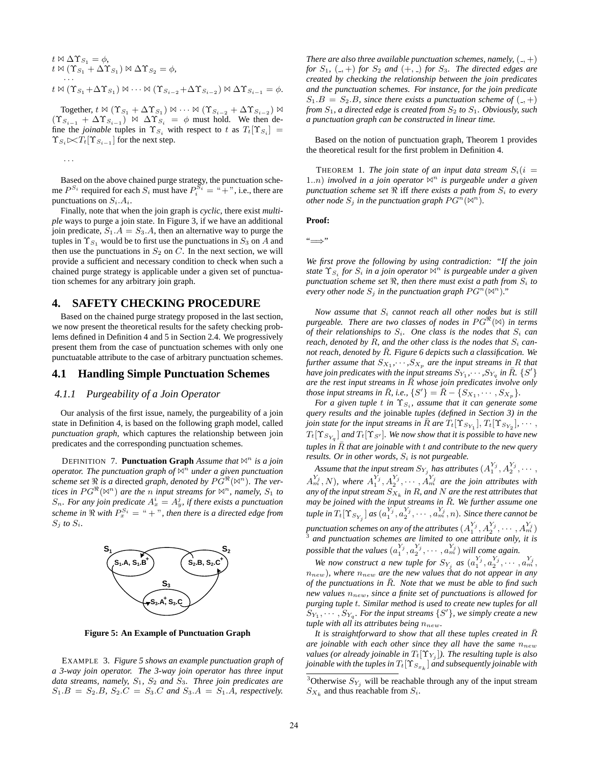$t \bowtie \Delta\Upsilon_{S_1} = \phi$,
$t \bowtie (\Upsilon_{S_1} + \Delta\Upsilon_{S_1}) \bowtie \Delta\Upsilon_{S_2} = \phi$,
$\cdots$
$t \bowtie (\Upsilon_{S_1}+\Delta\Upsilon_{S_1}) \bowtie \cdots \bowtie (\Upsilon_{S_{i-2}}+\Delta\Upsilon_{S_{i-2}}) \bowtie \Delta\Upsilon_{S_{i-1}} = \phi$.

Together, $t \bowtie (\Upsilon_{S_1} + \Delta\Upsilon_{S_1}) \bowtie \cdots \bowtie (\Upsilon_{S_{i-2}} + \Delta\Upsilon_{S_{i-2}}) \bowtie (\Upsilon_{S_{i-1}} + \Delta\Upsilon_{S_{i-1}}) \bowtie \Delta\Upsilon_{S_i} = \phi$ must hold. We then define the *joinable* tuples in $\Upsilon_{S_i}$ with respect to $t$ as $T_t[\Upsilon_{S_i}] = \Upsilon_{S_i} \ltimes T_t[\Upsilon_{S_{i-1}}]$ for the next step.

$\cdots$

Based on the above chained purge strategy, the punctuation scheme $P^{S_i}$ required for each $S_i$ must have $P_i^{S_i} =$ "+", i.e., there are punctuations on $S_i.A_i$.

Finally, note that when the join graph is *cyclic*, there exist *multiple* ways to purge a join state. In Figure 3, if we have an additional join predicate, $S_1.A = S_3.A$, then an alternative way to purge the tuples in $\Upsilon_{S_1}$ would be to first use the punctuations in $S_3$ on $A$ and then use the punctuations in $S_2$ on $C$. In the next section, we will provide a sufficient and necessary condition to check when such a chained purge strategy is applicable under a given set of punctuation schemes for any arbitrary join graph.

# 4. SAFETY CHECKING PROCEDURE

Based on the chained purge strategy proposed in the last section, we now present the theoretical results for the safety checking problems defined in Definition 4 and 5 in Section 2.4. We progressively present them from the case of punctuation schemes with only one punctuatable attribute to the case of arbitrary punctuation schemes.

## 4.1 Handling Simple Punctuation Schemes

### 4.1.1 Purgeability of a Join Operator

Our analysis of the first issue, namely, the purgeability of a join state in Definition 4, is based on the following graph model, called *punctuation graph*, which captures the relationship between join predicates and the corresponding punctuation schemes.

DEFINITION 7. **Punctuation Graph** *Assume that $\bowtie^n$ is a join operator. The punctuation graph of $\bowtie^n$ under a given punctuation scheme set $\Re$ is a* directed *graph, denoted by $PG^{\Re}(\bowtie^n)$. The vertices in $PG^{\Re}(\bowtie^n)$ are the $n$ input streams for $\bowtie^n$, namely, $S_1$ to $S_n$. For any join predicate $A_x^i = A_y^j$, if there exists a punctuation scheme in $\Re$ with $P_x^{S_i} =$ "+", then there is a directed edge from $S_j$ to $S_i$.*

S1: $S_1.A, S_1.B^+$ — S2: $S_2.B, S_2.C^+$ — S3: $S_3.A^+, S_3.C$

**Figure 5: An Example of Punctuation Graph**

EXAMPLE 3. *Figure 5 shows an example punctuation graph of a 3-way join operator. The 3-way join operator has three input data streams, namely, $S_1$, $S_2$ and $S_3$. Three join predicates are $S_1.B = S_2.B$, $S_2.C = S_3.C$ and $S_3.A = S_1.A$, respectively. There are also three available punctuation schemes, namely, $(\_,+)$ for $S_1$, $(\_,+)$ for $S_2$ and $(+,\_)$ for $S_3$. The directed edges are created by checking the relationship between the join predicates and the punctuation schemes. For instance, for the join predicate $S_1.B = S_2.B$, since there exists a punctuation scheme of $(\_,+)$ from $S_1$, a directed edge is created from $S_2$ to $S_1$. Obviously, such a punctuation graph can be constructed in linear time.*

Based on the notion of punctuation graph, Theorem 1 provides the theoretical result for the first problem in Definition 4.

THEOREM 1. *The join state of an input data stream $S_i (i = 1..n)$ involved in a join operator $\bowtie^n$ is purgeable under a given punctuation scheme set $\Re$* iff *there exists a path from $S_i$ to every other node $S_j$ in the punctuation graph $PG^n(\bowtie^n)$.*

**Proof:**

"$\Longrightarrow$"

*We first prove the following by using contradiction: "If the join state $\Upsilon_{S_i}$ for $S_i$ in a join operator $\bowtie^n$ is purgeable under a given punctuation scheme set $\Re$, then there must exist a path from $S_i$ to every other node $S_j$ in the punctuation graph $PG^n(\bowtie^n)$."*

*Now assume that $S_i$ cannot reach all other nodes but is still purgeable. There are two classes of nodes in $PG^{\Re}(\bowtie)$ in terms of their relationships to $S_i$. One class is the nodes that $S_i$ can reach, denoted by $R$, and the other class is the nodes that $S_i$ cannot reach, denoted by $\bar{R}$. Figure 6 depicts such a classification. We further assume that $S_{X_1}, \cdots, S_{X_p}$ are the input streams in $R$ that have join predicates with the input streams $S_{Y_1}, \cdots, S_{Y_q}$ in $\bar{R}$. $\{S'\}$ are the rest input streams in $\bar{R}$ whose join predicates involve only those input streams in $\bar{R}$, i.e., $\{S'\} = \bar{R} - \{S_{X_1}, \cdots, S_{X_p}\}$.*

*For a given tuple $t$ in $\Upsilon_{S_i}$, assume that it can generate some query results and the* joinable *tuples (defined in Section 3) in the join state for the input streams in $\bar{R}$ are $T_t[\Upsilon_{S_{Y_1}}], T_t[\Upsilon_{S_{Y_2}}], \cdots, T_t[\Upsilon_{S_{Y_q}}]$ and $T_t[\Upsilon_{S'}]$. We now show that it is possible to have new tuples in $\bar{R}$ that are joinable with $t$ and contribute to the new query results. Or in other words, $S_i$ is not purgeable.*

*Assume that the input stream $S_{Y_j}$ has attributes $(A_1^{Y_j}, A_2^{Y_j}, \cdots, A_m^{Y_j}, N)$, where $A_1^{Y_j}, A_2^{Y_j}, \cdots, A_m^{Y_j}$ are the join attributes with any of the input stream $S_{X_k}$ in $R$, and $N$ are the rest attributes that may be joined with the input streams in $\bar{R}$. We further assume one tuple in $T_t[\Upsilon_{S_{Y_j}}]$ as $(a_1^{Y_j}, a_2^{Y_j}, \cdots, a_m^{Y_j}, n)$. Since there cannot be punctuation schemes on any of the attributes $(A_1^{Y_j}, A_2^{Y_j}, \cdots, A_m^{Y_j})$* [3] *and punctuation schemes are limited to one attribute only, it is possible that the values $(a_1^{Y_j}, a_2^{Y_j}, \cdots, a_m^{Y_j})$ will come again.*

*We now construct a new tuple for $S_{Y_j}$ as $(a_1^{Y_j}, a_2^{Y_j}, \cdots, a_m^{Y_j}, n_{new})$, where $n_{new}$ are the new values that do not appear in any of the punctuations in $\bar{R}$. Note that we must be able to find such new values $n_{new}$, since a finite set of punctuations is allowed for purging tuple $t$. Similar method is used to create new tuples for all $S_{Y_1}, \cdots, S_{Y_q}$. For the input streams $\{S'\}$, we simply create a new tuple with all its attributes being $n_{new}$.*

*It is straightforward to show that all these tuples created in $\bar{R}$ are joinable with each other since they all have the same $n_{new}$ values (or already joinable in $T_t[\Upsilon_{Y_j}]$). The resulting tuple is also joinable with the tuples in $T_t[\Upsilon_{S_{x_k}}]$ and subsequently joinable with*

[3] Otherwise $S_{Y_j}$ will be reachable through any of the input stream $S_{X_k}$ and thus reachable from $S_i$.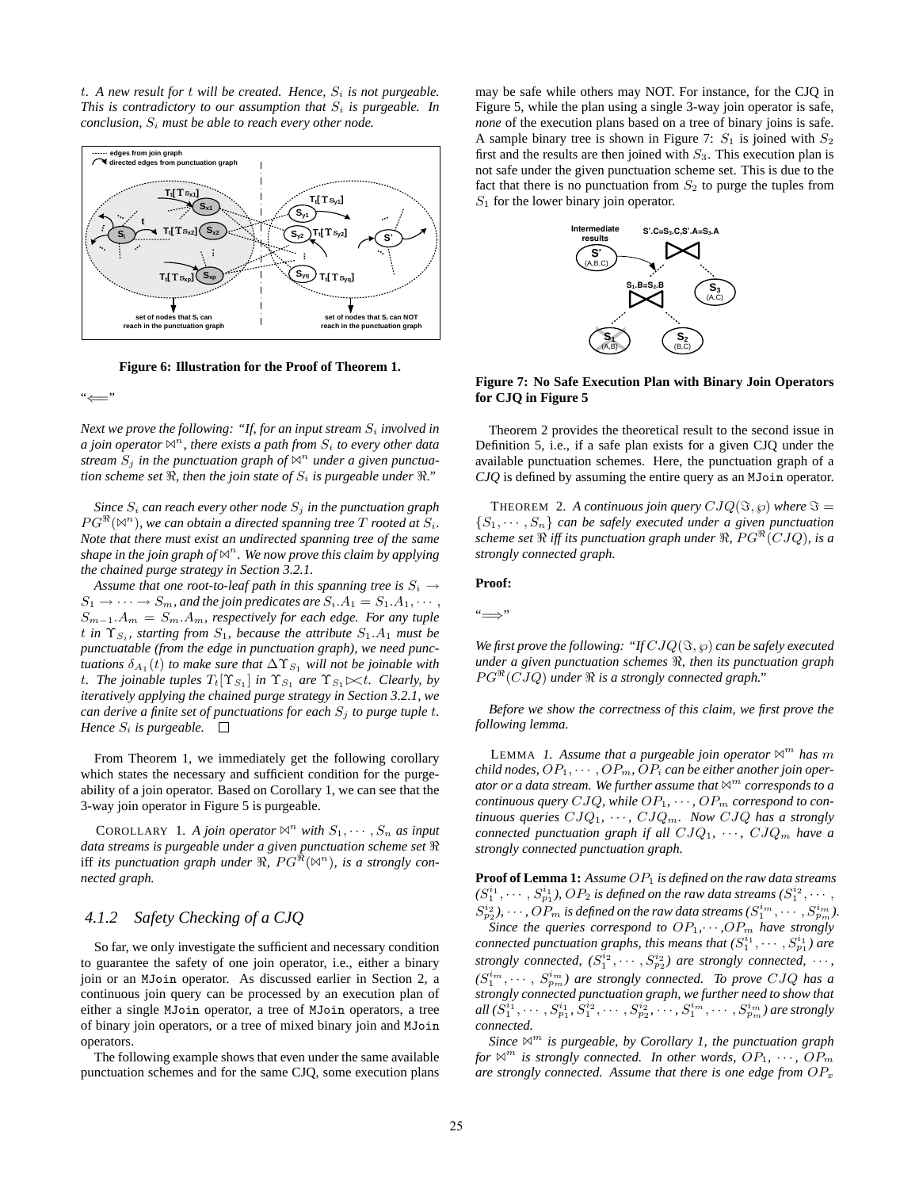*t. A new result for t will be created. Hence, $S_i$ is not purgeable. This is contradictory to our assumption that $S_i$ is purgeable. In conclusion, $S_i$ must be able to reach every other node.*

**Figure 6: Illustration for the Proof of Theorem 1.**

"$\Longleftarrow$"

*Next we prove the following: "If, for an input stream $S_i$ involved in a join operator $\bowtie^n$, there exists a path from $S_i$ to every other data stream $S_j$ in the punctuation graph of $\bowtie^n$ under a given punctuation scheme set $\Re$, then the join state of $S_i$ is purgeable under $\Re$."*

*Since $S_i$ can reach every other node $S_j$ in the punctuation graph $PG^{\Re}(\bowtie^n)$, we can obtain a directed spanning tree $T$ rooted at $S_i$. Note that there must exist an undirected spanning tree of the same shape in the join graph of $\bowtie^n$. We now prove this claim by applying the chained purge strategy in Section 3.2.1.*

*Assume that one root-to-leaf path in this spanning tree is $S_i \rightarrow S_1 \rightarrow \cdots \rightarrow S_m$, and the join predicates are $S_i.A_1 = S_1.A_1, \cdots, S_{m-1}.A_m = S_m.A_m$, respectively for each edge. For any tuple $t$ in $\Upsilon_{S_i}$, starting from $S_1$, because the attribute $S_1.A_1$ must be punctuatable (from the edge in punctuation graph), we need punctuations $\delta_{A_1}(t)$ to make sure that $\Delta\Upsilon_{S_1}$ will not be joinable with $t$. The joinable tuples $T_t[\Upsilon_{S_1}]$ in $\Upsilon_{S_1}$ are $\Upsilon_{S_1} \ltimes t$. Clearly, by iteratively applying the chained purge strategy in Section 3.2.1, we can derive a finite set of punctuations for each $S_j$ to purge tuple $t$. Hence $S_i$ is purgeable.* $\square$

From Theorem 1, we immediately get the following corollary which states the necessary and sufficient condition for the purgeability of a join operator. Based on Corollary 1, we can see that the 3-way join operator in Figure 5 is purgeable.

COROLLARY 1. *A join operator $\bowtie^n$ with $S_1, \cdots, S_n$ as input data streams is purgeable under a given punctuation scheme set $\Re$* iff *its punctuation graph under $\Re$, $PG^{\Re}(\bowtie^n)$, is a strongly connected graph.*

### 4.1.2 Safety Checking of a CJQ

So far, we only investigate the sufficient and necessary condition to guarantee the safety of one join operator, i.e., either a binary join or an MJoin operator. As discussed earlier in Section 2, a continuous join query can be processed by an execution plan of either a single MJoin operator, a tree of MJoin operators, a tree of binary join operators, or a tree of mixed binary join and MJoin operators.

The following example shows that even under the same available punctuation schemes and for the same CJQ, some execution plans may be safe while others may NOT. For instance, for the CJQ in Figure 5, while the plan using a single 3-way join operator is safe, *none* of the execution plans based on a tree of binary joins is safe. A sample binary tree is shown in Figure 7: $S_1$ is joined with $S_2$ first and the results are then joined with $S_3$. This execution plan is not safe under the given punctuation scheme set. This is due to the fact that there is no punctuation from $S_2$ to purge the tuples from $S_1$ for the lower binary join operator.

**Figure 7: No Safe Execution Plan with Binary Join Operators for CJQ in Figure 5**

Theorem 2 provides the theoretical result to the second issue in Definition 5, i.e., if a safe plan exists for a given CJQ under the available punctuation schemes. Here, the punctuation graph of a *CJQ* is defined by assuming the entire query as an MJoin operator.

THEOREM 2. *A continuous join query $CJQ(\Im, \wp)$ where $\Im = \{S_1, \cdots, S_n\}$ can be safely executed under a given punctuation scheme set $\Re$ iff its punctuation graph under $\Re$, $PG^{\Re}(CJQ)$, is a strongly connected graph.*

**Proof:**

"$\Longrightarrow$"

*We first prove the following: "If $CJQ(\Im, \wp)$ can be safely executed under a given punctuation schemes $\Re$, then its punctuation graph $PG^{\Re}(CJQ)$ under $\Re$ is a strongly connected graph."*

*Before we show the correctness of this claim, we first prove the following lemma.*

LEMMA 1. *Assume that a purgeable join operator $\bowtie^m$ has $m$ child nodes, $OP_1, \cdots, OP_m$, $OP_i$ can be either another join operator or a data stream. We further assume that $\bowtie^m$ corresponds to a continuous query $CJQ$, while $OP_1, \cdots, OP_m$ correspond to continuous queries $CJQ_1, \cdots, CJQ_m$. Now $CJQ$ has a strongly connected punctuation graph if all $CJQ_1, \cdots, CJQ_m$ have a strongly connected punctuation graph.*

**Proof of Lemma 1:** *Assume $OP_1$ is defined on the raw data streams $(S_1^{i_1}, \cdots, S_{p_1}^{i_1})$, $OP_2$ is defined on the raw data streams $(S_1^{i_2}, \cdots, S_{p_2}^{i_2})$, $\cdots$, $OP_m$ is defined on the raw data streams $(S_1^{i_m}, \cdots, S_{p_m}^{i_m})$.*

*Since the queries correspond to $OP_1$,$\cdots$,$OP_m$ have strongly connected punctuation graphs, this means that $(S_1^{i_1}, \cdots, S_{p_1}^{i_1})$ are strongly connected, $(S_1^{i_2}, \cdots, S_{p_2}^{i_2})$ are strongly connected, $\cdots$, $(S_1^{i_m}, \cdots, S_{p_m}^{i_m})$ are strongly connected. To prove $CJQ$ has a strongly connected punctuation graph, we further need to show that all $(S_1^{i_1}, \cdots, S_{p_1}^{i_1}, S_1^{i_2}, \cdots, S_{p_2}^{i_2}, \cdots, S_1^{i_m}, \cdots, S_{p_m}^{i_m})$ are strongly connected.*

*Since $\bowtie^m$ is purgeable, by Corollary 1, the punctuation graph for $\bowtie^m$ is strongly connected. In other words, $OP_1, \cdots, OP_m$ are strongly connected. Assume that there is one edge from $OP_x$*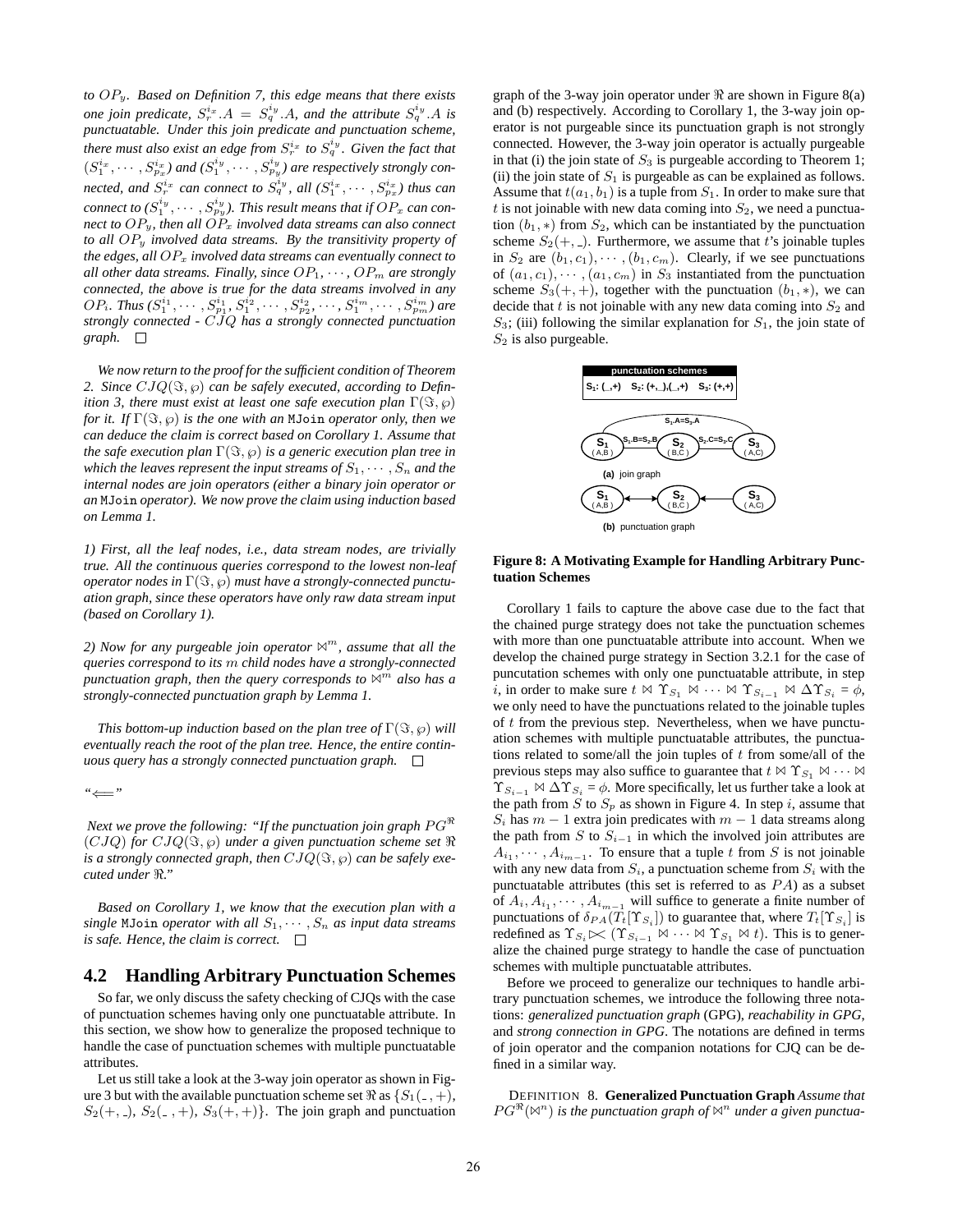*to $OP_y$. Based on Definition 7, this edge means that there exists one join predicate, $S_r^{i_x}.A = S_q^{i_y}.A$, and the attribute $S_q^{i_y}.A$ is punctuatable. Under this join predicate and punctuation scheme, there must also exist an edge from $S_r^{i_x}$ to $S_q^{i_y}$. Given the fact that $(S_1^{i_x}, \cdots, S_{p_x}^{i_x})$ and $(S_1^{i_y}, \cdots, S_{p_y}^{i_y})$ are respectively strongly connected, and $S_r^{i_x}$ can connect to $S_q^{i_y}$, all $(S_1^{i_x}, \cdots, S_{p_x}^{i_x})$ thus can connect to $(S_1^{i_y}, \cdots, S_{p_y}^{i_y})$. This result means that if $OP_x$ can connect to $OP_y$, then all $OP_x$ involved data streams can also connect to all $OP_y$ involved data streams. By the transitivity property of the edges, all $OP_x$ involved data streams can eventually connect to all other data streams. Finally, since $OP_1, \cdots, OP_m$ are strongly connected, the above is true for the data streams involved in any $OP_i$. Thus $(S_1^{i_1}, \cdots, S_{p1}^{i_1}, S_1^{i_2}, \cdots, S_{p2}^{i_2}, \cdots, S_1^{i_m}, \cdots, S_{pm}^{i_m})$ are strongly connected - $CJQ$ has a strongly connected punctuation graph.* □

*We now return to the proof for the sufficient condition of Theorem 2. Since $CJQ(\Im, \wp)$ can be safely executed, according to Definition 3, there must exist at least one safe execution plan $\Gamma(\Im, \wp)$ for it. If $\Gamma(\Im, \wp)$ is the one with an* `MJoin` *operator only, then we can deduce the claim is correct based on Corollary 1. Assume that the safe execution plan $\Gamma(\Im, \wp)$ is a generic execution plan tree in which the leaves represent the input streams of $S_1, \cdots, S_n$ and the internal nodes are join operators (either a binary join operator or an* `MJoin` *operator). We now prove the claim using induction based on Lemma 1.*

*1) First, all the leaf nodes, i.e., data stream nodes, are trivially true. All the continuous queries correspond to the lowest non-leaf operator nodes in $\Gamma(\Im, \wp)$ must have a strongly-connected punctuation graph, since these operators have only raw data stream input (based on Corollary 1).*

*2) Now for any purgeable join operator $\bowtie^m$, assume that all the queries correspond to its $m$ child nodes have a strongly-connected punctuation graph, then the query corresponds to $\bowtie^m$ also has a strongly-connected punctuation graph by Lemma 1.*

*This bottom-up induction based on the plan tree of $\Gamma(\Im, \wp)$ will eventually reach the root of the plan tree. Hence, the entire continuous query has a strongly connected punctuation graph.* □

*"$\Longleftarrow$"*

*Next we prove the following: "If the punctuation join graph $PG^{\Re}(CJQ)$ for $CJQ(\Im, \wp)$ under a given punctuation scheme set $\Re$ is a strongly connected graph, then $CJQ(\Im, \wp)$ can be safely executed under $\Re$."*

*Based on Corollary 1, we know that the execution plan with a single* `MJoin` *operator with all $S_1, \cdots, S_n$ as input data streams is safe. Hence, the claim is correct.* □

## 4.2 Handling Arbitrary Punctuation Schemes

So far, we only discuss the safety checking of CJQs with the case of punctuation schemes having only one punctuatable attribute. In this section, we show how to generalize the proposed technique to handle the case of punctuation schemes with multiple punctuatable attributes.

Let us still take a look at the 3-way join operator as shown in Figure 3 but with the available punctuation scheme set $\Re$ as $\{S_1(\_, +), S_2(+, \_), S_2(\_, +), S_3(+, +)\}$. The join graph and punctuation graph of the 3-way join operator under $\Re$ are shown in Figure 8(a) and (b) respectively. According to Corollary 1, the 3-way join operator is not purgeable since its punctuation graph is not strongly connected. However, the 3-way join operator is actually purgeable in that (i) the join state of $S_3$ is purgeable according to Theorem 1; (ii) the join state of $S_1$ is purgeable as can be explained as follows. Assume that $t(a_1, b_1)$ is a tuple from $S_1$. In order to make sure that $t$ is not joinable with new data coming into $S_2$, we need a punctuation $(b_1, *)$ from $S_2$, which can be instantiated by the punctuation scheme $S_2(+, \_)$. Furthermore, we assume that $t$'s joinable tuples in $S_2$ are $(b_1, c_1), \cdots, (b_1, c_m)$. Clearly, if we see punctuations of $(a_1, c_1), \cdots, (a_1, c_m)$ in $S_3$ instantiated from the punctuation scheme $S_3(+, +)$, together with the punctuation $(b_1, *)$, we can decide that $t$ is not joinable with any new data coming into $S_2$ and $S_3$; (iii) following the similar explanation for $S_1$, the join state of $S_2$ is also purgeable.

**Figure 8: A Motivating Example for Handling Arbitrary Punctuation Schemes**

Corollary 1 fails to capture the above case due to the fact that the chained purge strategy does not take the punctuation schemes with more than one punctuatable attribute into account. When we develop the chained purge strategy in Section 3.2.1 for the case of puncutation schemes with only one punctuatable attribute, in step $i$, in order to make sure $t \bowtie \Upsilon_{S_1} \bowtie \cdots \bowtie \Upsilon_{S_{i-1}} \bowtie \Delta\Upsilon_{S_i} = \phi$, we only need to have the punctuations related to the joinable tuples of $t$ from the previous step. Nevertheless, when we have punctuation schemes with multiple punctuatable attributes, the punctuations related to some/all the join tuples of $t$ from some/all of the previous steps may also suffice to guarantee that $t \bowtie \Upsilon_{S_1} \bowtie \cdots \bowtie \Upsilon_{S_{i-1}} \bowtie \Delta\Upsilon_{S_i} = \phi$. More specifically, let us further take a look at the path from $S$ to $S_p$ as shown in Figure 4. In step $i$, assume that $S_i$ has $m-1$ extra join predicates with $m-1$ data streams along the path from $S$ to $S_{i-1}$ in which the involved join attributes are $A_{i_1}, \cdots, A_{i_{m-1}}$. To ensure that a tuple $t$ from $S$ is not joinable with any new data from $S_i$, a punctuation scheme from $S_i$ with the punctuatable attributes (this set is referred to as $PA$) as a subset of $A_i, A_{i_1}, \cdots, A_{i_{m-1}}$ will suffice to generate a finite number of punctuations of $\delta_{PA}(T_t[\Upsilon_{S_i}])$ to guarantee that, where $T_t[\Upsilon_{S_i}]$ is redefined as $\Upsilon_{S_i} \ltimes (\Upsilon_{S_{i-1}} \bowtie \cdots \bowtie \Upsilon_{S_1} \bowtie t)$. This is to generalize the chained purge strategy to handle the case of punctuation schemes with multiple punctuatable attributes.

Before we proceed to generalize our techniques to handle arbitrary punctuation schemes, we introduce the following three notations: *generalized punctuation graph* (GPG), *reachability in GPG*, and *strong connection in GPG*. The notations are defined in terms of join operator and the companion notations for CJQ can be defined in a similar way.

DEFINITION 8. **Generalized Punctuation Graph** *Assume that $PG^{\Re}(\bowtie^n)$ is the punctuation graph of $\bowtie^n$ under a given punctua-*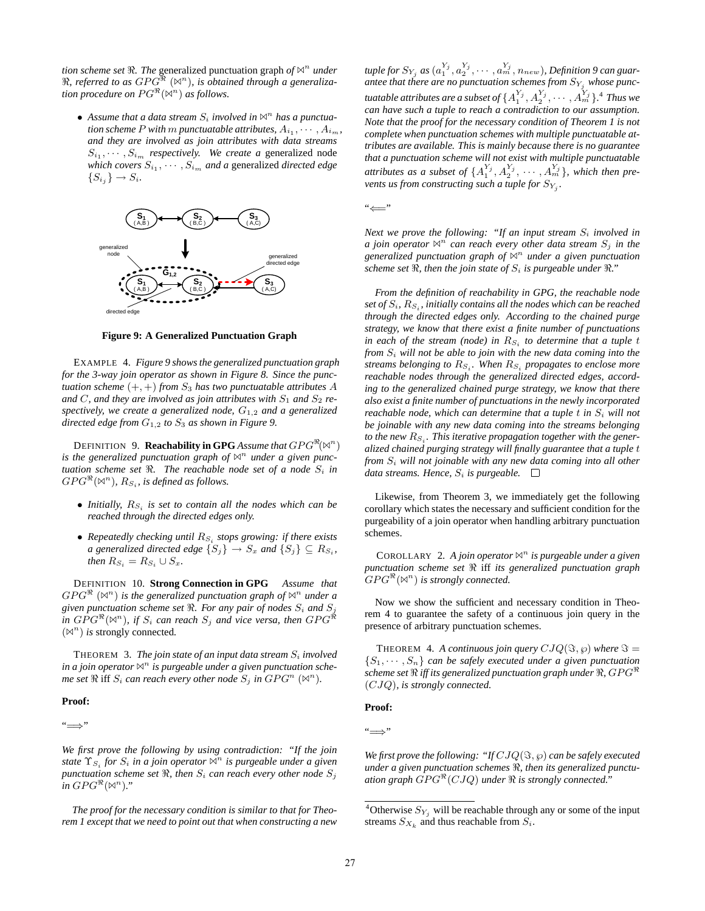*tion scheme set $\Re$. The* generalized punctuation graph *of $\bowtie^n$ under $\Re$, referred to as $GPG^{\Re}$ $(\bowtie^n)$, is obtained through a generalization procedure on $PG^{\Re}(\bowtie^n)$ as follows.*

- *Assume that a data stream $S_i$ involved in $\bowtie^n$ has a punctuation scheme $P$ with $m$ punctuatable attributes, $A_{i_1}, \cdots, A_{i_m}$, and they are involved as join attributes with data streams $S_{i_1}, \cdots, S_{i_m}$ respectively. We create a* generalized node *which covers $S_{i_1}, \cdots, S_{i_m}$ and a* generalized *directed edge $\{S_{i_j}\} \rightarrow S_i$.*

**Figure 9: A Generalized Punctuation Graph**

EXAMPLE 4. *Figure 9 shows the generalized punctuation graph for the 3-way join operator as shown in Figure 8. Since the punctuation scheme $(+,+)$ from $S_3$ has two punctuatable attributes $A$ and $C$, and they are involved as join attributes with $S_1$ and $S_2$ respectively, we create a generalized node, $G_{1,2}$ and a generalized directed edge from $G_{1,2}$ to $S_3$ as shown in Figure 9.*

DEFINITION 9. **Reachability in GPG** *Assume that $GPG^{\Re}(\bowtie^n)$ is the generalized punctuation graph of $\bowtie^n$ under a given punctuation scheme set $\Re$. The reachable node set of a node $S_i$ in $GPG^{\Re}(\bowtie^n)$, $R_{S_i}$, is defined as follows.*

- *Initially, $R_{S_i}$ is set to contain all the nodes which can be reached through the directed edges only.*
- *Repeatedly checking until $R_{S_i}$ stops growing: if there exists a generalized directed edge $\{S_j\} \rightarrow S_x$ and $\{S_j\} \subseteq R_{S_i}$, then $R_{S_i} = R_{S_i} \cup S_x$.*

DEFINITION 10. **Strong Connection in GPG** *Assume that $GPG^{\Re}$ $(\bowtie^n)$ is the generalized punctuation graph of $\bowtie^n$ under a given punctuation scheme set $\Re$. For any pair of nodes $S_i$ and $S_j$ in $GPG^{\Re}(\bowtie^n)$, if $S_i$ can reach $S_j$ and vice versa, then $GPG^{\Re}$ $(\bowtie^n)$ is* strongly connected*.*

THEOREM 3. *The join state of an input data stream $S_i$ involved in join operator $\bowtie^n$ is purgeable under a given punctuation scheme set $\Re$* iff *$S_i$ can reach every other node $S_j$ in $GPG^n$ $(\bowtie^n)$.*

**Proof:**

"$\Longrightarrow$"

*We first prove the following by using contradiction: "If the join state $\Upsilon_{S_i}$ for $S_i$ in a join operator $\bowtie^n$ is purgeable under a given punctuation scheme set $\Re$, then $S_i$ can reach every other node $S_j$ in $GPG^{\Re}(\bowtie^n)$."*

*The proof for the necessary condition is similar to that for Theorem 1 except that we need to point out that when constructing a new tuple for $S_{Y_j}$ as $(a_1^{Y_j}, a_2^{Y_j}, \cdots, a_m^{Y_j}, n_{new})$, Definition 9 can guarantee that there are no punctuation schemes from $S_{Y_j}$ whose punctuatable attributes are a subset of $\{A_1^{Y_j}, A_2^{Y_j}, \cdots, A_m^{Y_j}\}$.*[4] *Thus we can have such a tuple to reach a contradiction to our assumption. Note that the proof for the necessary condition of Theorem 1 is not complete when punctuation schemes with multiple punctuatable attributes are available. This is mainly because there is no guarantee that a punctuation scheme will not exist with multiple punctuatable attributes as a subset of $\{A_1^{Y_j}, A_2^{Y_j}, \cdots, A_m^{Y_j}\}$, which then prevents us from constructing such a tuple for $S_{Y_j}$.*

"$\Longleftarrow$"

*Next we prove the following: "If an input stream $S_i$ involved in a join operator $\bowtie^n$ can reach every other data stream $S_j$ in the generalized punctuation graph of $\bowtie^n$ under a given punctuation scheme set $\Re$, then the join state of $S_i$ is purgeable under $\Re$."*

*From the definition of reachability in GPG, the reachable node set of $S_i$, $R_{S_i}$, initially contains all the nodes which can be reached through the directed edges only. According to the chained purge strategy, we know that there exist a finite number of punctuations in each of the stream (node) in $R_{S_i}$ to determine that a tuple $t$ from $S_i$ will not be able to join with the new data coming into the streams belonging to $R_{S_i}$. When $R_{S_i}$ propagates to enclose more reachable nodes through the generalized directed edges, according to the generalized chained purge strategy, we know that there also exist a finite number of punctuations in the newly incorporated reachable node, which can determine that a tuple $t$ in $S_i$ will not be joinable with any new data coming into the streams belonging to the new $R_{S_i}$. This iterative propagation together with the generalized chained purging strategy will finally guarantee that a tuple $t$ from $S_i$ will not joinable with any new data coming into all other data streams. Hence, $S_i$ is purgeable.* $\square$

Likewise, from Theorem 3, we immediately get the following corollary which states the necessary and sufficient condition for the purgeability of a join operator when handling arbitrary punctuation schemes.

COROLLARY 2. *A join operator $\bowtie^n$ is purgeable under a given punctuation scheme set $\Re$* iff *its generalized punctuation graph $GPG^{\Re}(\bowtie^n)$ is strongly connected.*

Now we show the sufficient and necessary condition in Theorem 4 to guarantee the safety of a continuous join query in the presence of arbitrary punctuation schemes.

THEOREM 4. *A continuous join query $CJQ(\Im, \wp)$ where $\Im = \{S_1, \cdots, S_n\}$ can be safely executed under a given punctuation scheme set $\Re$ iff its generalized punctuation graph under $\Re$, $GPG^{\Re}$ $(CJQ)$, is strongly connected.*

**Proof:**

"$\Longrightarrow$"

*We first prove the following: "If $CJQ(\Im, \wp)$ can be safely executed under a given punctuation schemes $\Re$, then its generalized punctuation graph $GPG^{\Re}(CJQ)$ under $\Re$ is strongly connected."*

[4] Otherwise $S_{Y_j}$ will be reachable through any or some of the input streams $S_{X_k}$ and thus reachable from $S_i$.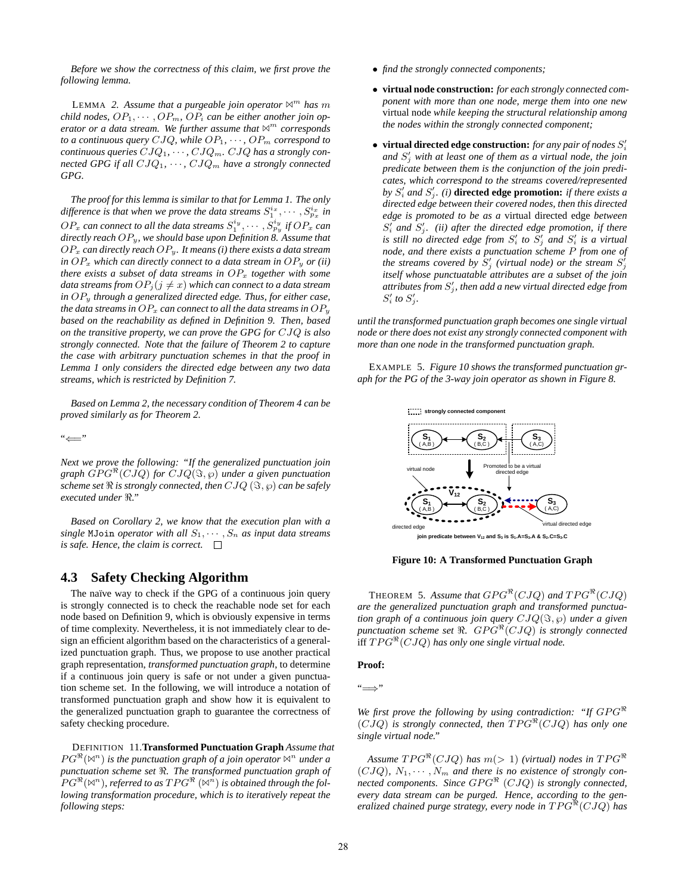*Before we show the correctness of this claim, we first prove the following lemma.*

LEMMA 2. *Assume that a purgeable join operator $\bowtie^m$ has $m$ child nodes, $OP_1, \cdots, OP_m$, $OP_i$ can be either another join operator or a data stream. We further assume that $\bowtie^m$ corresponds to a continuous query $CJQ$, while $OP_1, \cdots, OP_m$ correspond to continuous queries $CJQ_1, \cdots, CJQ_m$. $CJQ$ has a strongly connected GPG if all $CJQ_1, \cdots, CJQ_m$ have a strongly connected GPG.*

*The proof for this lemma is similar to that for Lemma 1. The only difference is that when we prove the data streams $S_1^{i_x}, \cdots, S_{p_x}^{i_x}$ in $OP_x$ can connect to all the data streams $S_1^{i_y}, \cdots, S_{p_y}^{i_y}$ if $OP_x$ can directly reach $OP_y$, we should base upon Definition 8. Assume that $OP_x$ can directly reach $OP_y$. It means (i) there exists a data stream in $OP_x$ which can directly connect to a data stream in $OP_y$ or (ii) there exists a subset of data streams in $OP_x$ together with some data streams from $OP_j (j \neq x)$ which can connect to a data stream in $OP_y$ through a generalized directed edge. Thus, for either case, the data streams in $OP_x$ can connect to all the data streams in $OP_y$ based on the reachability as defined in Definition 9. Then, based on the transitive property, we can prove the GPG for $CJQ$ is also strongly connected. Note that the failure of Theorem 2 to capture the case with arbitrary punctuation schemes in that the proof in Lemma 1 only considers the directed edge between any two data streams, which is restricted by Definition 7.*

*Based on Lemma 2, the necessary condition of Theorem 4 can be proved similarly as for Theorem 2.*

"$\Longleftarrow$"

*Next we prove the following: "If the generalized punctuation join graph $GPG^{\Re}(CJQ)$ for $CJQ(\Im, \wp)$ under a given punctuation scheme set $\Re$ is strongly connected, then $CJQ$ $(\Im, \wp)$ can be safely executed under $\Re$."*

*Based on Corollary 2, we know that the execution plan with a single* MJoin *operator with all $S_1, \cdots, S_n$ as input data streams is safe. Hence, the claim is correct.* □

## 4.3 Safety Checking Algorithm

The naïve way to check if the GPG of a continuous join query is strongly connected is to check the reachable node set for each node based on Definition 9, which is obviously expensive in terms of time complexity. Nevertheless, it is not immediately clear to design an efficient algorithm based on the characteristics of a generalized punctuation graph. Thus, we propose to use another practical graph representation, *transformed punctuation graph*, to determine if a continuous join query is safe or not under a given punctuation scheme set. In the following, we will introduce a notation of transformed punctuation graph and show how it is equivalent to the generalized punctuation graph to guarantee the correctness of safety checking procedure.

DEFINITION 11.**Transformed Punctuation Graph** *Assume that $PG^{\Re}(\bowtie^n)$ is the punctuation graph of a join operator $\bowtie^n$ under a punctuation scheme set $\Re$. The transformed punctuation graph of $PG^{\Re}(\bowtie^n)$, referred to as $TPG^{\Re}$ $(\bowtie^n)$ is obtained through the following transformation procedure, which is to iteratively repeat the following steps:*

- *find the strongly connected components;*
- **virtual node construction:** *for each strongly connected component with more than one node, merge them into one new* virtual node *while keeping the structural relationship among the nodes within the strongly connected component;*
- **virtual directed edge construction:** *for any pair of nodes $S_i'$ and $S_j'$ with at least one of them as a virtual node, the join predicate between them is the conjunction of the join predicates, which correspond to the streams covered/represented by $S_i'$ and $S_j'$. (i)* **directed edge promotion:** *if there exists a directed edge between their covered nodes, then this directed edge is promoted to be as a* virtual directed edge *between $S_i'$ and $S_j'$. (ii) after the directed edge promotion, if there is still no directed edge from $S_i'$ to $S_j'$ and $S_i'$ is a virtual node, and there exists a punctuation scheme $P$ from one of the streams covered by $S_j'$ (virtual node) or the stream $S_j'$ itself whose punctuatable attributes are a subset of the join attributes from $S_j'$, then add a new virtual directed edge from $S_i'$ to $S_j'$.*

*until the transformed punctuation graph becomes one single virtual node or there does not exist any strongly connected component with more than one node in the transformed punctuation graph.*

EXAMPLE 5. *Figure 10 shows the transformed punctuation graph for the PG of the 3-way join operator as shown in Figure 8.*

**Figure 10: A Transformed Punctuation Graph**

THEOREM 5. *Assume that $GPG^{\Re}(CJQ)$ and $TPG^{\Re}(CJQ)$ are the generalized punctuation graph and transformed punctuation graph of a continuous join query $CJQ(\Im, \wp)$ under a given punctuation scheme set $\Re$. $GPG^{\Re}(CJQ)$ is strongly connected* iff *$TPG^{\Re}(CJQ)$ has only one single virtual node.*

**Proof:**

"$\Longrightarrow$"

*We first prove the following by using contradiction: "If $GPG^{\Re}$ $(CJQ)$ is strongly connected, then $TPG^{\Re}(CJQ)$ has only one single virtual node."*

*Assume $TPG^{\Re}(CJQ)$ has $m(> 1)$ (virtual) nodes in $TPG^{\Re}$ $(CJQ)$, $N_1, \cdots, N_m$ and there is no existence of strongly connected components. Since $GPG^{\Re}$ $(CJQ)$ is strongly connected, every data stream can be purged. Hence, according to the generalized chained purge strategy, every node in $TPG^{\Re}(CJQ)$ has*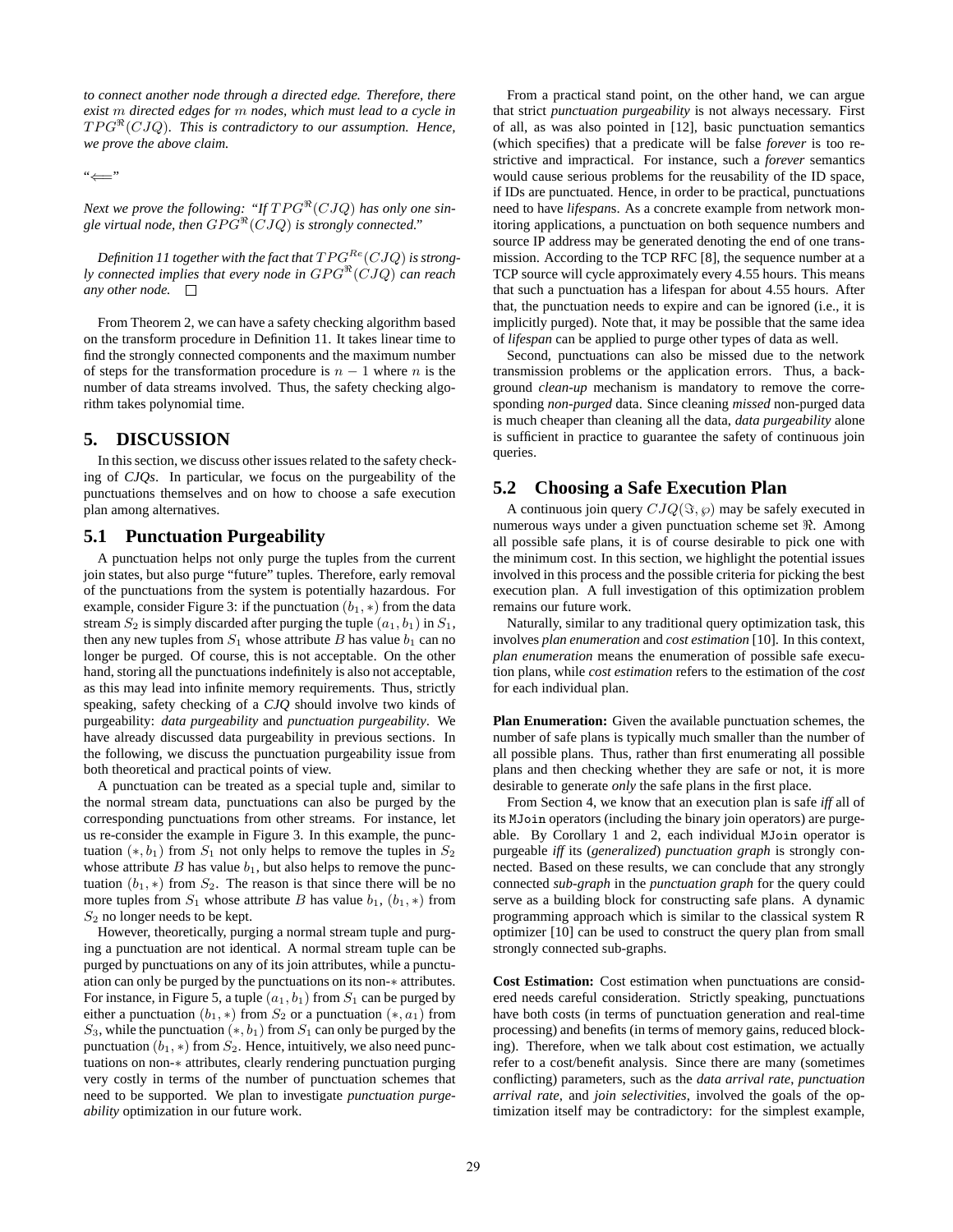*to connect another node through a directed edge. Therefore, there exist $m$ directed edges for $m$ nodes, which must lead to a cycle in $TPG^{\Re}(CJQ)$. This is contradictory to our assumption. Hence, we prove the above claim.*

"$\Longleftarrow$"

*Next we prove the following: "If $TPG^{\Re}(CJQ)$ has only one single virtual node, then $GPG^{\Re}(CJQ)$ is strongly connected."*

*Definition 11 together with the fact that $TPG^{Re}(CJQ)$ is strongly connected implies that every node in $GPG^{\Re}(CJQ)$ can reach any other node.* □

From Theorem 2, we can have a safety checking algorithm based on the transform procedure in Definition 11. It takes linear time to find the strongly connected components and the maximum number of steps for the transformation procedure is $n - 1$ where $n$ is the number of data streams involved. Thus, the safety checking algorithm takes polynomial time.

## 5. DISCUSSION

In this section, we discuss other issues related to the safety checking of *CJQs*. In particular, we focus on the purgeability of the punctuations themselves and on how to choose a safe execution plan among alternatives.

### 5.1 Punctuation Purgeability

A punctuation helps not only purge the tuples from the current join states, but also purge "future" tuples. Therefore, early removal of the punctuations from the system is potentially hazardous. For example, consider Figure 3: if the punctuation $(b_1, *)$ from the data stream $S_2$ is simply discarded after purging the tuple $(a_1, b_1)$ in $S_1$, then any new tuples from $S_1$ whose attribute $B$ has value $b_1$ can no longer be purged. Of course, this is not acceptable. On the other hand, storing all the punctuations indefinitely is also not acceptable, as this may lead into infinite memory requirements. Thus, strictly speaking, safety checking of a *CJQ* should involve two kinds of purgeability: *data purgeability* and *punctuation purgeability*. We have already discussed data purgeability in previous sections. In the following, we discuss the punctuation purgeability issue from both theoretical and practical points of view.

A punctuation can be treated as a special tuple and, similar to the normal stream data, punctuations can also be purged by the corresponding punctuations from other streams. For instance, let us re-consider the example in Figure 3. In this example, the punctuation $(*, b_1)$ from $S_1$ not only helps to remove the tuples in $S_2$ whose attribute $B$ has value $b_1$, but also helps to remove the punctuation $(b_1, *)$ from $S_2$. The reason is that since there will be no more tuples from $S_1$ whose attribute $B$ has value $b_1$, $(b_1, *)$ from $S_2$ no longer needs to be kept.

However, theoretically, purging a normal stream tuple and purging a punctuation are not identical. A normal stream tuple can be purged by punctuations on any of its join attributes, while a punctuation can only be purged by the punctuations on its non-$*$ attributes. For instance, in Figure 5, a tuple $(a_1, b_1)$ from $S_1$ can be purged by either a punctuation $(b_1, *)$ from $S_2$ or a punctuation $(*, a_1)$ from $S_3$, while the punctuation $(*, b_1)$ from $S_1$ can only be purged by the punctuation $(b_1, *)$ from $S_2$. Hence, intuitively, we also need punctuations on non-$*$ attributes, clearly rendering punctuation purging very costly in terms of the number of punctuation schemes that need to be supported. We plan to investigate *punctuation purgeability* optimization in our future work.

From a practical stand point, on the other hand, we can argue that strict *punctuation purgeability* is not always necessary. First of all, as was also pointed in [12], basic punctuation semantics (which specifies) that a predicate will be false *forever* is too restrictive and impractical. For instance, such a *forever* semantics would cause serious problems for the reusability of the ID space, if IDs are punctuated. Hence, in order to be practical, punctuations need to have *lifespans*. As a concrete example from network monitoring applications, a punctuation on both sequence numbers and source IP address may be generated denoting the end of one transmission. According to the TCP RFC [8], the sequence number at a TCP source will cycle approximately every 4.55 hours. This means that such a punctuation has a lifespan for about 4.55 hours. After that, the punctuation needs to expire and can be ignored (i.e., it is implicitly purged). Note that, it may be possible that the same idea of *lifespan* can be applied to purge other types of data as well.

Second, punctuations can also be missed due to the network transmission problems or the application errors. Thus, a background *clean-up* mechanism is mandatory to remove the corresponding *non-purged* data. Since cleaning *missed* non-purged data is much cheaper than cleaning all the data, *data purgeability* alone is sufficient in practice to guarantee the safety of continuous join queries.

### 5.2 Choosing a Safe Execution Plan

A continuous join query $CJQ(\Im, \wp)$ may be safely executed in numerous ways under a given punctuation scheme set $\Re$. Among all possible safe plans, it is of course desirable to pick one with the minimum cost. In this section, we highlight the potential issues involved in this process and the possible criteria for picking the best execution plan. A full investigation of this optimization problem remains our future work.

Naturally, similar to any traditional query optimization task, this involves *plan enumeration* and *cost estimation* [10]. In this context, *plan enumeration* means the enumeration of possible safe execution plans, while *cost estimation* refers to the estimation of the *cost* for each individual plan.

**Plan Enumeration:** Given the available punctuation schemes, the number of safe plans is typically much smaller than the number of all possible plans. Thus, rather than first enumerating all possible plans and then checking whether they are safe or not, it is more desirable to generate *only* the safe plans in the first place.

From Section 4, we know that an execution plan is safe *iff* all of its `MJoin` operators (including the binary join operators) are purgeable. By Corollary 1 and 2, each individual `MJoin` operator is purgeable *iff* its (*generalized*) *punctuation graph* is strongly connected. Based on these results, we can conclude that any strongly connected *sub-graph* in the *punctuation graph* for the query could serve as a building block for constructing safe plans. A dynamic programming approach which is similar to the classical system R optimizer [10] can be used to construct the query plan from small strongly connected sub-graphs.

**Cost Estimation:** Cost estimation when punctuations are considered needs careful consideration. Strictly speaking, punctuations have both costs (in terms of punctuation generation and real-time processing) and benefits (in terms of memory gains, reduced blocking). Therefore, when we talk about cost estimation, we actually refer to a cost/benefit analysis. Since there are many (sometimes conflicting) parameters, such as the *data arrival rate*, *punctuation arrival rate*, and *join selectivities*, involved the goals of the optimization itself may be contradictory: for the simplest example,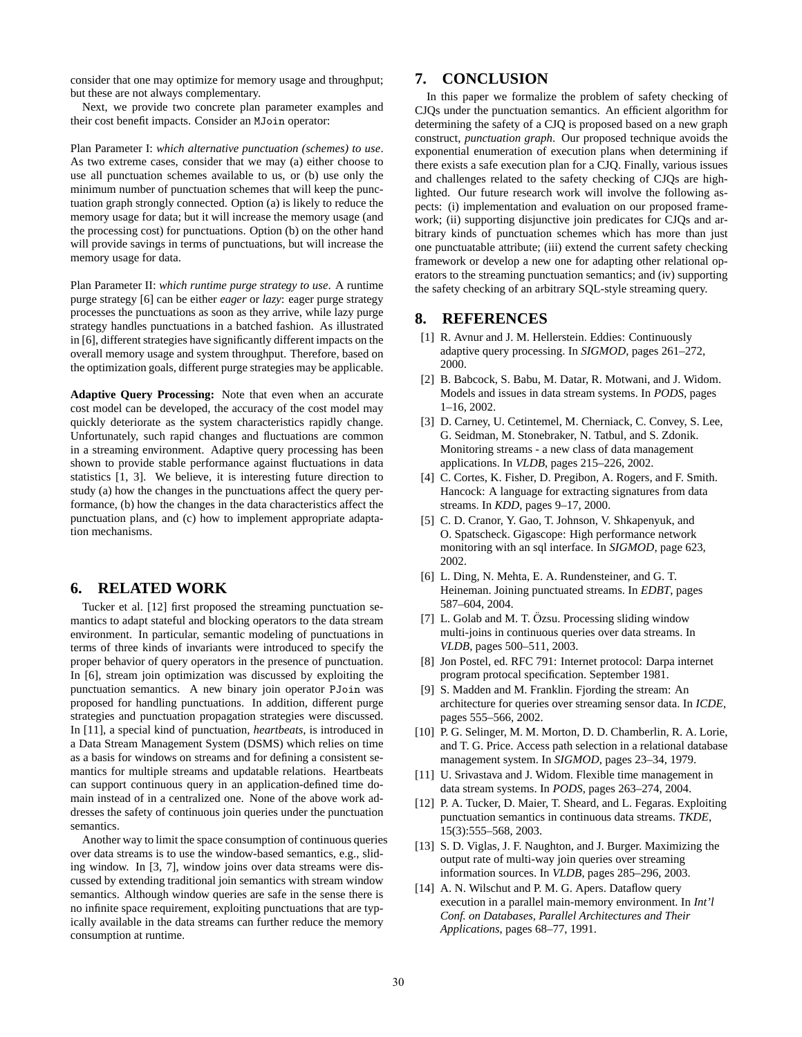consider that one may optimize for memory usage and throughput; but these are not always complementary.

Next, we provide two concrete plan parameter examples and their cost benefit impacts. Consider an `MJoin` operator:

Plan Parameter I: *which alternative punctuation (schemes) to use*. As two extreme cases, consider that we may (a) either choose to use all punctuation schemes available to us, or (b) use only the minimum number of punctuation schemes that will keep the punctuation graph strongly connected. Option (a) is likely to reduce the memory usage for data; but it will increase the memory usage (and the processing cost) for punctuations. Option (b) on the other hand will provide savings in terms of punctuations, but will increase the memory usage for data.

Plan Parameter II: *which runtime purge strategy to use*. A runtime purge strategy [6] can be either *eager* or *lazy*: eager purge strategy processes the punctuations as soon as they arrive, while lazy purge strategy handles punctuations in a batched fashion. As illustrated in [6], different strategies have significantly different impacts on the overall memory usage and system throughput. Therefore, based on the optimization goals, different purge strategies may be applicable.

**Adaptive Query Processing:** Note that even when an accurate cost model can be developed, the accuracy of the cost model may quickly deteriorate as the system characteristics rapidly change. Unfortunately, such rapid changes and fluctuations are common in a streaming environment. Adaptive query processing has been shown to provide stable performance against fluctuations in data statistics [1, 3]. We believe, it is interesting future direction to study (a) how the changes in the punctuations affect the query performance, (b) how the changes in the data characteristics affect the punctuation plans, and (c) how to implement appropriate adaptation mechanisms.

## 6. RELATED WORK

Tucker et al. [12] first proposed the streaming punctuation semantics to adapt stateful and blocking operators to the data stream environment. In particular, semantic modeling of punctuations in terms of three kinds of invariants were introduced to specify the proper behavior of query operators in the presence of punctuation. In [6], stream join optimization was discussed by exploiting the punctuation semantics. A new binary join operator `PJoin` was proposed for handling punctuations. In addition, different purge strategies and punctuation propagation strategies were discussed. In [11], a special kind of punctuation, *heartbeats*, is introduced in a Data Stream Management System (DSMS) which relies on time as a basis for windows on streams and for defining a consistent semantics for multiple streams and updatable relations. Heartbeats can support continuous query in an application-defined time domain instead of in a centralized one. None of the above work addresses the safety of continuous join queries under the punctuation semantics.

Another way to limit the space consumption of continuous queries over data streams is to use the window-based semantics, e.g., sliding window. In [3, 7], window joins over data streams were discussed by extending traditional join semantics with stream window semantics. Although window queries are safe in the sense there is no infinite space requirement, exploiting punctuations that are typically available in the data streams can further reduce the memory consumption at runtime.

## 7. CONCLUSION

In this paper we formalize the problem of safety checking of CJQs under the punctuation semantics. An efficient algorithm for determining the safety of a CJQ is proposed based on a new graph construct, *punctuation graph*. Our proposed technique avoids the exponential enumeration of execution plans when determining if there exists a safe execution plan for a CJQ. Finally, various issues and challenges related to the safety checking of CJQs are highlighted. Our future research work will involve the following aspects: (i) implementation and evaluation on our proposed framework; (ii) supporting disjunctive join predicates for CJQs and arbitrary kinds of punctuation schemes which has more than just one punctuatable attribute; (iii) extend the current safety checking framework or develop a new one for adapting other relational operators to the streaming punctuation semantics; and (iv) supporting the safety checking of an arbitrary SQL-style streaming query.

## 8. REFERENCES

[1] R. Avnur and J. M. Hellerstein. Eddies: Continuously adaptive query processing. In *SIGMOD*, pages 261–272, 2000.

[2] B. Babcock, S. Babu, M. Datar, R. Motwani, and J. Widom. Models and issues in data stream systems. In *PODS*, pages 1–16, 2002.

[3] D. Carney, U. Cetintemel, M. Cherniack, C. Convey, S. Lee, G. Seidman, M. Stonebraker, N. Tatbul, and S. Zdonik. Monitoring streams - a new class of data management applications. In *VLDB*, pages 215–226, 2002.

[4] C. Cortes, K. Fisher, D. Pregibon, A. Rogers, and F. Smith. Hancock: A language for extracting signatures from data streams. In *KDD*, pages 9–17, 2000.

[5] C. D. Cranor, Y. Gao, T. Johnson, V. Shkapenyuk, and O. Spatscheck. Gigascope: High performance network monitoring with an sql interface. In *SIGMOD*, page 623, 2002.

[6] L. Ding, N. Mehta, E. A. Rundensteiner, and G. T. Heineman. Joining punctuated streams. In *EDBT*, pages 587–604, 2004.

[7] L. Golab and M. T. Özsu. Processing sliding window multi-joins in continuous queries over data streams. In *VLDB*, pages 500–511, 2003.

[8] Jon Postel, ed. RFC 791: Internet protocol: Darpa internet program protocal specification. September 1981.

[9] S. Madden and M. Franklin. Fjording the stream: An architecture for queries over streaming sensor data. In *ICDE*, pages 555–566, 2002.

[10] P. G. Selinger, M. M. Morton, D. D. Chamberlin, R. A. Lorie, and T. G. Price. Access path selection in a relational database management system. In *SIGMOD*, pages 23–34, 1979.

[11] U. Srivastava and J. Widom. Flexible time management in data stream systems. In *PODS*, pages 263–274, 2004.

[12] P. A. Tucker, D. Maier, T. Sheard, and L. Fegaras. Exploiting punctuation semantics in continuous data streams. *TKDE*, 15(3):555–568, 2003.

[13] S. D. Viglas, J. F. Naughton, and J. Burger. Maximizing the output rate of multi-way join queries over streaming information sources. In *VLDB*, pages 285–296, 2003.

[14] A. N. Wilschut and P. M. G. Apers. Dataflow query execution in a parallel main-memory environment. In *Int'l Conf. on Databases, Parallel Architectures and Their Applications*, pages 68–77, 1991.